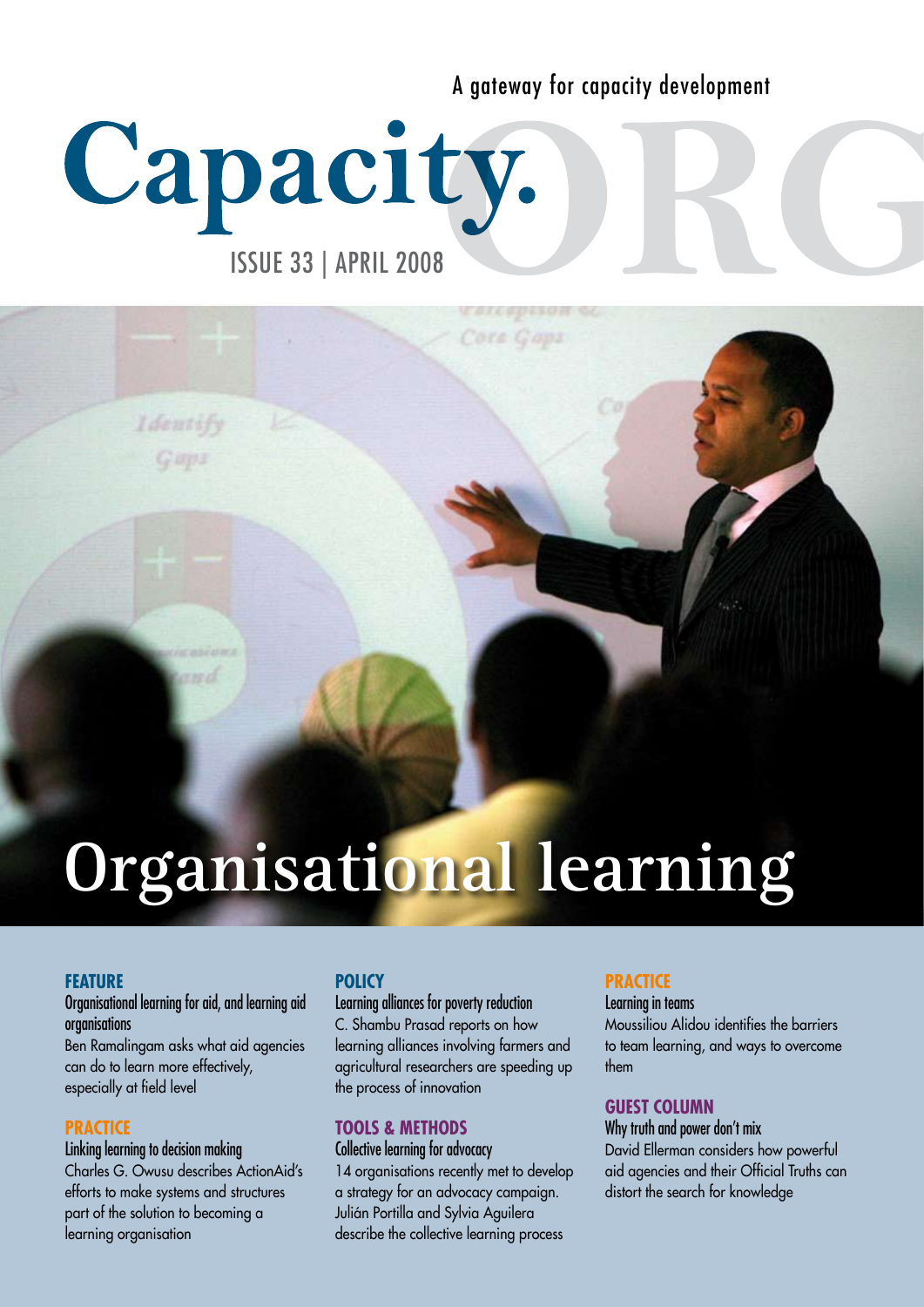A gateway for capacity development

# Capacity.ORG

ISSUE 33 | APRIL 2008

# Organisational learning

**FEATURE**

**Organisational learning for aid, and learning aid organisations**

Ben Ramalingam asks what aid agencies can do to learn more effectively, especially at field level

**PRACTICE**

**Linking learning to decision making**

Charles G. Owusu describes ActionAid's efforts to make systems and structures part of the solution to becoming a learning organisation

**POLICY**

**Learning alliances for poverty reduction**

C. Shambu Prasad reports on how learning alliances involving farmers and agricultural researchers are speeding up the process of innovation

**TOOLS & METHODS**

**Collective learning for advocacy**

14 organisations recently met to develop a strategy for an advocacy campaign. Julián Portilla and Sylvia Aguilera describe the collective learning process

**PRACTICE**

**Learning in teams**

Moussiliou Alidou identifies the barriers to team learning, and ways to overcome them

**GUEST COLUMN**

**Why truth and power don't mix**

David Ellerman considers how powerful aid agencies and their Official Truths can distort the search for knowledge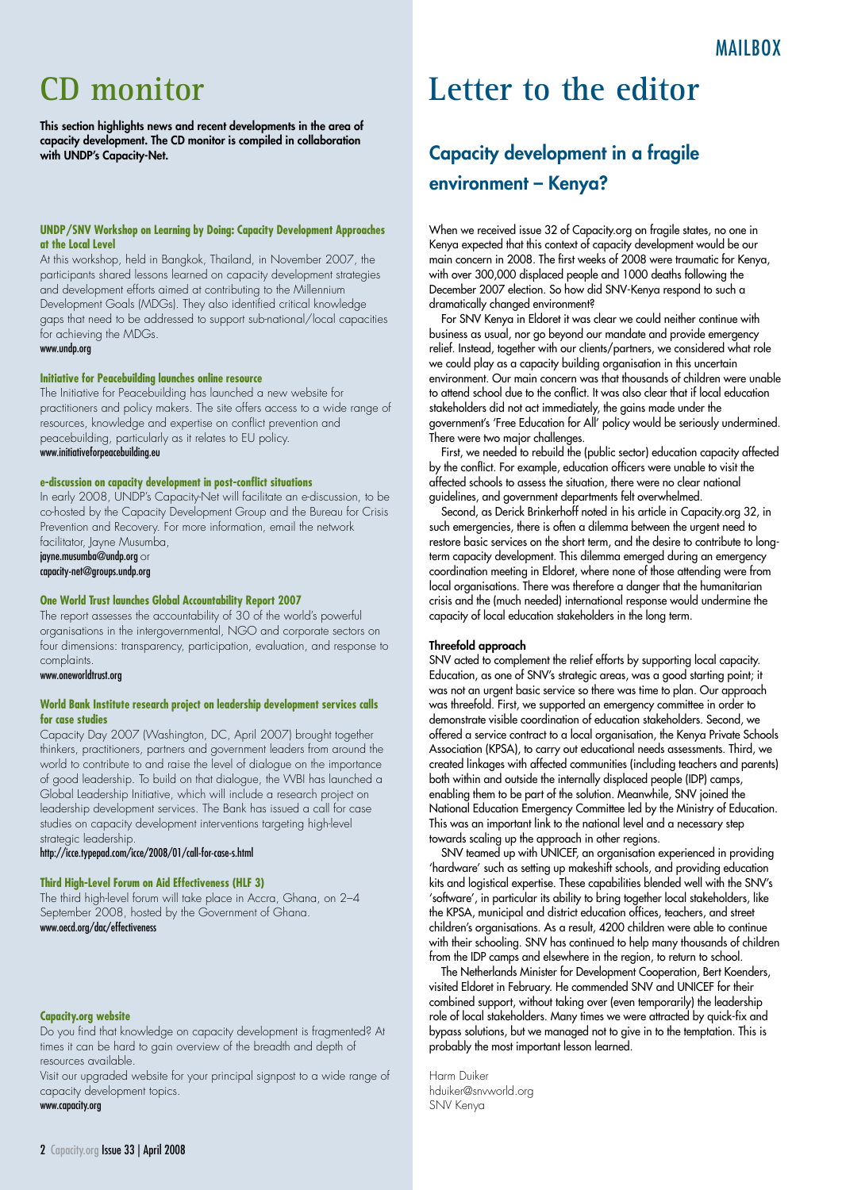# CD monitor

**This section highlights news and recent developments in the area of capacity development. The CD monitor is compiled in collaboration with UNDP's Capacity-Net.**

#### UNDP/SNV Workshop on Learning by Doing: Capacity Development Approaches at the Local Level

At this workshop, held in Bangkok, Thailand, in November 2007, the participants shared lessons learned on capacity development strategies and development efforts aimed at contributing to the Millennium Development Goals (MDGs). They also identified critical knowledge gaps that need to be addressed to support sub-national/local capacities for achieving the MDGs.
www.undp.org

#### Initiative for Peacebuilding launches online resource

The Initiative for Peacebuilding has launched a new website for practitioners and policy makers. The site offers access to a wide range of resources, knowledge and expertise on conflict prevention and peacebuilding, particularly as it relates to EU policy.
www.initiativeforpeacebuilding.eu

#### e-discussion on capacity development in post-conflict situations

In early 2008, UNDP's Capacity-Net will facilitate an e-discussion, to be co-hosted by the Capacity Development Group and the Bureau for Crisis Prevention and Recovery. For more information, email the network facilitator, Jayne Musumba,
jayne.musumba@undp.org or
capacity-net@groups.undp.org

#### One World Trust launches Global Accountability Report 2007

The report assesses the accountability of 30 of the world's powerful organisations in the intergovernmental, NGO and corporate sectors on four dimensions: transparency, participation, evaluation, and response to complaints.
www.oneworldtrust.org

#### World Bank Institute research project on leadership development services calls for case studies

Capacity Day 2007 (Washington, DC, April 2007) brought together thinkers, practitioners, partners and government leaders from around the world to contribute to and raise the level of dialogue on the importance of good leadership. To build on that dialogue, the WBI has launched a Global Leadership Initiative, which will include a research project on leadership development services. The Bank has issued a call for case studies on capacity development interventions targeting high-level strategic leadership.
http://icce.typepad.com/icce/2008/01/call-for-case-s.html

#### Third High-Level Forum on Aid Effectiveness (HLF 3)

The third high-level forum will take place in Accra, Ghana, on 2–4 September 2008, hosted by the Government of Ghana.
www.oecd.org/dac/effectiveness

#### Capacity.org website

Do you find that knowledge on capacity development is fragmented? At times it can be hard to gain overview of the breadth and depth of resources available.

Visit our upgraded website for your principal signpost to a wide range of capacity development topics.
www.capacity.org

# Letter to the editor

## Capacity development in a fragile environment – Kenya?

When we received issue 32 of Capacity.org on fragile states, no one in Kenya expected that this context of capacity development would be our main concern in 2008. The first weeks of 2008 were traumatic for Kenya, with over 300,000 displaced people and 1000 deaths following the December 2007 election. So how did SNV-Kenya respond to such a dramatically changed environment?

For SNV Kenya in Eldoret it was clear we could neither continue with business as usual, nor go beyond our mandate and provide emergency relief. Instead, together with our clients/partners, we considered what role we could play as a capacity building organisation in this uncertain environment. Our main concern was that thousands of children were unable to attend school due to the conflict. It was also clear that if local education stakeholders did not act immediately, the gains made under the government's 'Free Education for All' policy would be seriously undermined. There were two major challenges.

First, we needed to rebuild the (public sector) education capacity affected by the conflict. For example, education officers were unable to visit the affected schools to assess the situation, there were no clear national guidelines, and government departments felt overwhelmed.

Second, as Derick Brinkerhoff noted in his article in Capacity.org 32, in such emergencies, there is often a dilemma between the urgent need to restore basic services on the short term, and the desire to contribute to long-term capacity development. This dilemma emerged during an emergency coordination meeting in Eldoret, where none of those attending were from local organisations. There was therefore a danger that the humanitarian crisis and the (much needed) international response would undermine the capacity of local education stakeholders in the long term.

#### Threefold approach

SNV acted to complement the relief efforts by supporting local capacity. Education, as one of SNV's strategic areas, was a good starting point; it was not an urgent basic service so there was time to plan. Our approach was threefold. First, we supported an emergency committee in order to demonstrate visible coordination of education stakeholders. Second, we offered a service contract to a local organisation, the Kenya Private Schools Association (KPSA), to carry out educational needs assessments. Third, we created linkages with affected communities (including teachers and parents) both within and outside the internally displaced people (IDP) camps, enabling them to be part of the solution. Meanwhile, SNV joined the National Education Emergency Committee led by the Ministry of Education. This was an important link to the national level and a necessary step towards scaling up the approach in other regions.

SNV teamed up with UNICEF, an organisation experienced in providing 'hardware' such as setting up makeshift schools, and providing education kits and logistical expertise. These capabilities blended well with the SNV's 'software', in particular its ability to bring together local stakeholders, like the KPSA, municipal and district education offices, teachers, and street children's organisations. As a result, 4200 children were able to continue with their schooling. SNV has continued to help many thousands of children from the IDP camps and elsewhere in the region, to return to school.

The Netherlands Minister for Development Cooperation, Bert Koenders, visited Eldoret in February. He commended SNV and UNICEF for their combined support, without taking over (even temporarily) the leadership role of local stakeholders. Many times we were attracted by quick-fix and bypass solutions, but we managed not to give in to the temptation. This is probably the most important lesson learned.

Harm Duiker
hduiker@snvworld.org
SNV Kenya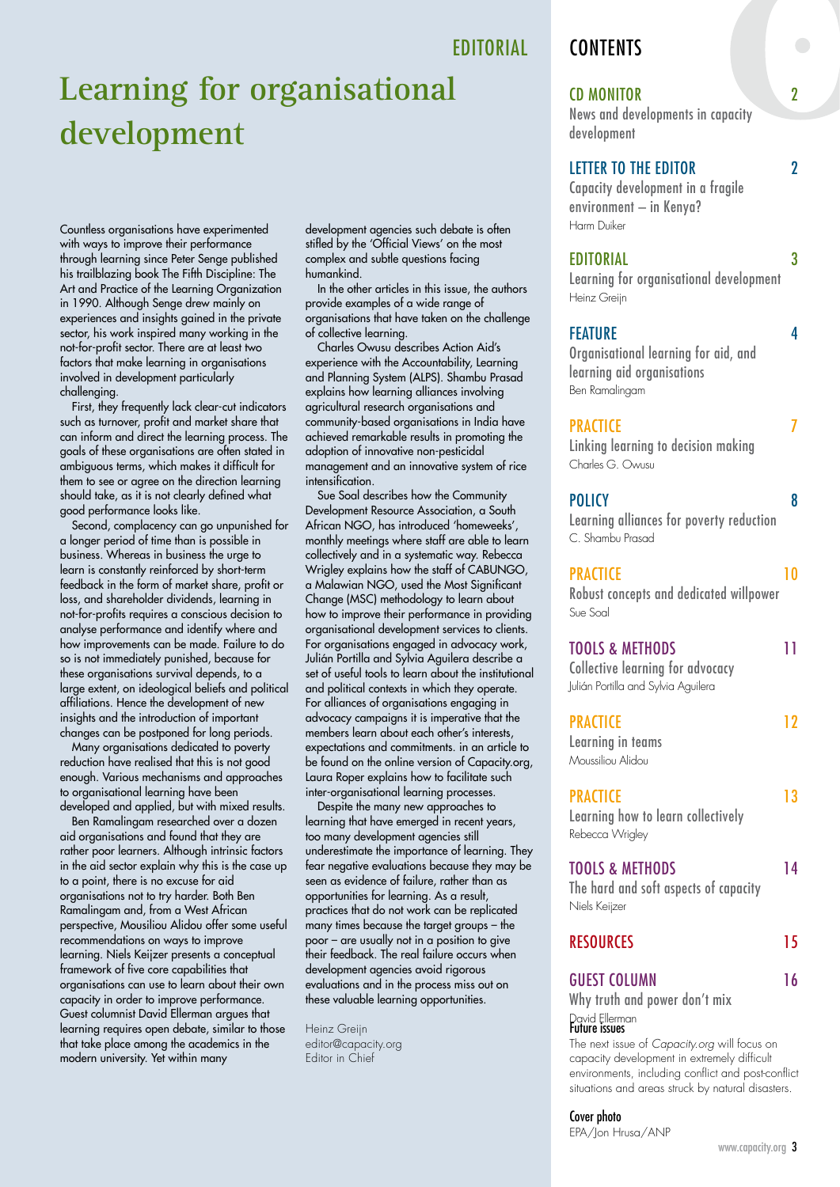EDITORIAL

# Learning for organisational development

Countless organisations have experimented with ways to improve their performance through learning since Peter Senge published his trailblazing book The Fifth Discipline: The Art and Practice of the Learning Organization in 1990. Although Senge drew mainly on experiences and insights gained in the private sector, his work inspired many working in the not-for-profit sector. There are at least two factors that make learning in organisations involved in development particularly challenging.

First, they frequently lack clear-cut indicators such as turnover, profit and market share that can inform and direct the learning process. The goals of these organisations are often stated in ambiguous terms, which makes it difficult for them to see or agree on the direction learning should take, as it is not clearly defined what good performance looks like.

Second, complacency can go unpunished for a longer period of time than is possible in business. Whereas in business the urge to learn is constantly reinforced by short-term feedback in the form of market share, profit or loss, and shareholder dividends, learning in not-for-profits requires a conscious decision to analyse performance and identify where and how improvements can be made. Failure to do so is not immediately punished, because for these organisations survival depends, to a large extent, on ideological beliefs and political affiliations. Hence the development of new insights and the introduction of important changes can be postponed for long periods.

Many organisations dedicated to poverty reduction have realised that this is not good enough. Various mechanisms and approaches to organisational learning have been developed and applied, but with mixed results.

Ben Ramalingam researched over a dozen aid organisations and found that they are rather poor learners. Although intrinsic factors in the aid sector explain why this is the case up to a point, there is no excuse for aid organisations not to try harder. Both Ben Ramalingam and, from a West African perspective, Mousiliou Alidou offer some useful recommendations on ways to improve learning. Niels Keijzer presents a conceptual framework of five core capabilities that organisations can use to learn about their own capacity in order to improve performance. Guest columnist David Ellerman argues that learning requires open debate, similar to those that take place among the academics in the modern university. Yet within many development agencies such debate is often stifled by the 'Official Views' on the most complex and subtle questions facing humankind.

In the other articles in this issue, the authors provide examples of a wide range of organisations that have taken on the challenge of collective learning.

Charles Owusu describes Action Aid's experience with the Accountability, Learning and Planning System (ALPS). Shambu Prasad explains how learning alliances involving agricultural research organisations and community-based organisations in India have achieved remarkable results in promoting the adoption of innovative non-pesticidal management and an innovative system of rice intensification.

Sue Soal describes how the Community Development Resource Association, a South African NGO, has introduced 'homeweeks', monthly meetings where staff are able to learn collectively and in a systematic way. Rebecca Wrigley explains how the staff of CABUNGO, a Malawian NGO, used the Most Significant Change (MSC) methodology to learn about how to improve their performance in providing organisational development services to clients. For organisations engaged in advocacy work, Julián Portilla and Sylvia Aguilera describe a set of useful tools to learn about the institutional and political contexts in which they operate. For alliances of organisations engaging in advocacy campaigns it is imperative that the members learn about each other's interests, expectations and commitments. in an article to be found on the online version of Capacity.org, Laura Roper explains how to facilitate such inter-organisational learning processes.

Despite the many new approaches to learning that have emerged in recent years, too many development agencies still underestimate the importance of learning. They fear negative evaluations because they may be seen as evidence of failure, rather than as opportunities for learning. As a result, practices that do not work can be replicated many times because the target groups – the poor – are usually not in a position to give their feedback. The real failure occurs when development agencies avoid rigorous evaluations and in the process miss out on these valuable learning opportunities.

Heinz Greijn
editor@capacity.org
Editor in Chief

## CONTENTS

**CD MONITOR** 2
News and developments in capacity development

**LETTER TO THE EDITOR** 2
Capacity development in a fragile environment – in Kenya?
Harm Duiker

**EDITORIAL** 3
Learning for organisational development
Heinz Greijn

**FEATURE** 4
Organisational learning for aid, and learning aid organisations
Ben Ramalingam

**PRACTICE** 7
Linking learning to decision making
Charles G. Owusu

**POLICY** 8
Learning alliances for poverty reduction
C. Shambu Prasad

**PRACTICE** 10
Robust concepts and dedicated willpower
Sue Soal

**TOOLS & METHODS** 11
Collective learning for advocacy
Julián Portilla and Sylvia Aguilera

**PRACTICE** 12
Learning in teams
Moussiliou Alidou

**PRACTICE** 13
Learning how to learn collectively
Rebecca Wrigley

**TOOLS & METHODS** 14
The hard and soft aspects of capacity
Niels Keijzer

**RESOURCES** 15

**GUEST COLUMN** 16
Why truth and power don't mix
David Ellerman

**Future issues**
The next issue of *Capacity.org* will focus on capacity development in extremely difficult environments, including conflict and post-conflict situations and areas struck by natural disasters.

**Cover photo**
EPA/Jon Hrusa/ANP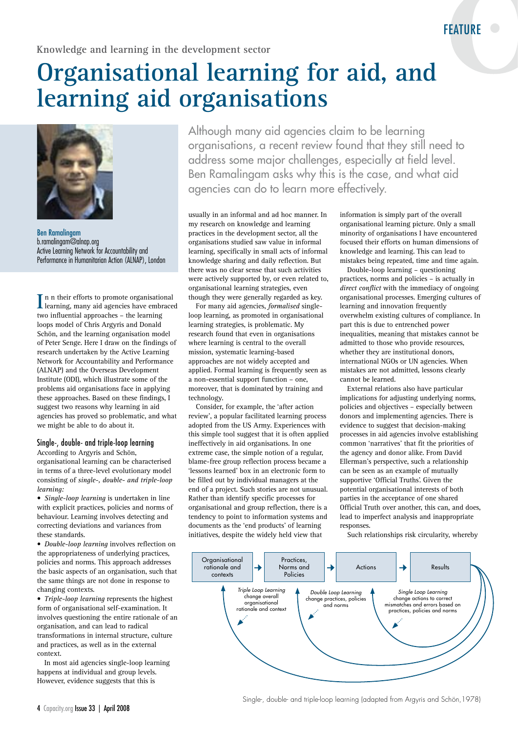Knowledge and learning in the development sector

# Organisational learning for aid, and learning aid organisations

Ben Ramalingam
b.ramalingam@alnap.org
Active Learning Network for Accountability and Performance in Humanitarian Action (ALNAP), London

Although many aid agencies claim to be learning organisations, a recent review found that they still need to address some major challenges, especially at field level. Ben Ramalingam asks why this is the case, and what aid agencies can do to learn more effectively.

In n their efforts to promote organisational learning, many aid agencies have embraced two influential approaches – the learning loops model of Chris Argyris and Donald Schön, and the learning organisation model of Peter Senge. Here I draw on the findings of research undertaken by the Active Learning Network for Accountability and Performance (ALNAP) and the Overseas Development Institute (ODI), which illustrate some of the problems aid organisations face in applying these approaches. Based on these findings, I suggest two reasons why learning in aid agencies has proved so problematic, and what we might be able to do about it.

## Single-, double- and triple-loop learning

According to Argyris and Schön, organisational learning can be characterised in terms of a three-level evolutionary model consisting of *single-, double- and triple-loop learning:*

- *Single-loop learning* is undertaken in line with explicit practices, policies and norms of behaviour. Learning involves detecting and correcting deviations and variances from these standards.
- *Double-loop learning* involves reflection on the appropriateness of underlying practices, policies and norms. This approach addresses the basic aspects of an organisation, such that the same things are not done in response to changing contexts.
- *Triple-loop learning* represents the highest form of organisational self-examination. It involves questioning the entire rationale of an organisation, and can lead to radical transformations in internal structure, culture and practices, as well as in the external context.

In most aid agencies single-loop learning happens at individual and group levels. However, evidence suggests that this is usually in an informal and ad hoc manner. In my research on knowledge and learning practices in the development sector, all the organisations studied saw value in informal learning, specifically in small acts of informal knowledge sharing and daily reflection. But there was no clear sense that such activities were actively supported by, or even related to, organisational learning strategies, even though they were generally regarded as key.

For many aid agencies, *formalised* single-loop learning, as promoted in organisational learning strategies, is problematic. My research found that even in organisations where learning is central to the overall mission, systematic learning-based approaches are not widely accepted and applied. Formal learning is frequently seen as a non-essential support function – one, moreover, that is dominated by training and technology.

Consider, for example, the 'after action review', a popular facilitated learning process adopted from the US Army. Experiences with this simple tool suggest that it is often applied ineffectively in aid organisations. In one extreme case, the simple notion of a regular, blame-free group reflection process became a 'lessons learned' box in an electronic form to be filled out by individual managers at the end of a project. Such stories are not unusual. Rather than identify specific processes for organisational and group reflection, there is a tendency to point to information systems and documents as the 'end products' of learning initiatives, despite the widely held view that information is simply part of the overall organisational learning picture. Only a small minority of organisations I have encountered focused their efforts on human dimensions of knowledge and learning. This can lead to mistakes being repeated, time and time again.

Double-loop learning – questioning practices, norms and policies – is actually in *direct conflict* with the immediacy of ongoing organisational processes. Emerging cultures of learning and innovation frequently overwhelm existing cultures of compliance. In part this is due to entrenched power inequalities, meaning that mistakes cannot be admitted to those who provide resources, whether they are institutional donors, international NGOs or UN agencies. When mistakes are not admitted, lessons clearly cannot be learned.

External relations also have particular implications for adjusting underlying norms, policies and objectives – especially between donors and implementing agencies. There is evidence to suggest that decision-making processes in aid agencies involve establishing common 'narratives' that fit the priorities of the agency and donor alike. From David Ellerman's perspective, such a relationship can be seen as an example of mutually supportive 'Official Truths'. Given the potential organisational interests of both parties in the acceptance of one shared Official Truth over another, this can, and does, lead to imperfect analysis and inappropriate responses.

Such relationships risk circularity, whereby

Organisational rationale and contexts → Practices, Norms and Policies → Actions → Results

*Triple Loop Learning* change overall organisational rationale and context

*Double Loop Learning* change practices, policies and norms

*Single Loop Learning* change actions to correct mismatches and errors based on practices, policies and norms

Single-, double- and triple-loop learning (adapted from Argyris and Schön, 1978)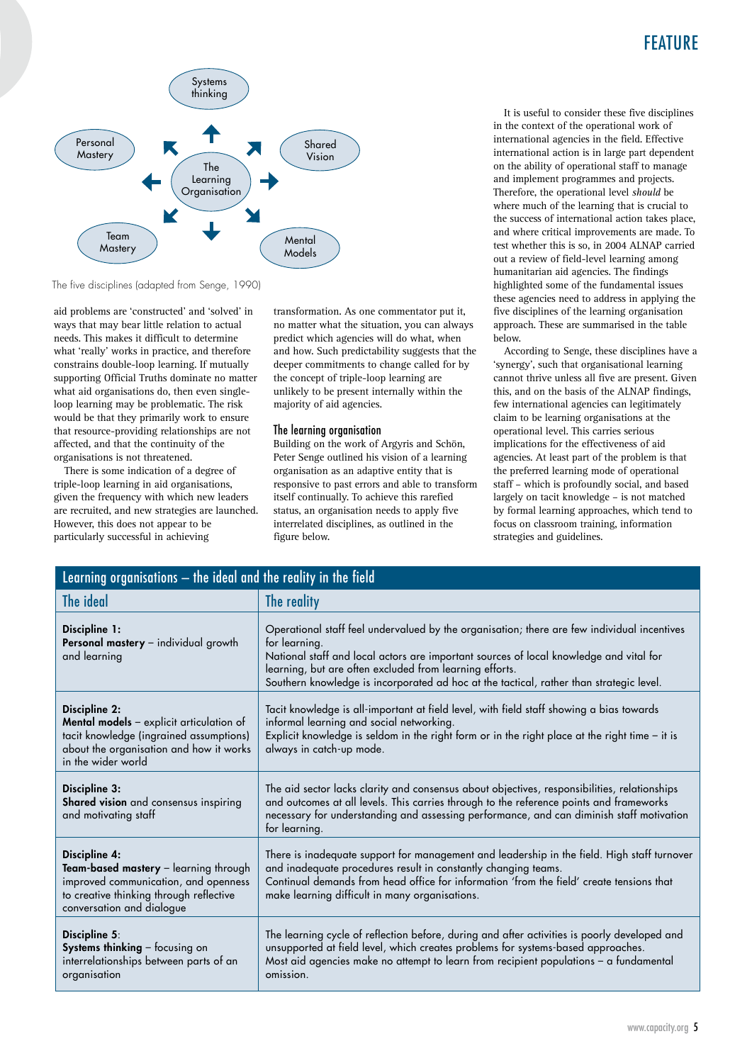Systems thinking

Personal Mastery

Shared Vision

The Learning Organisation

Team Mastery

Mental Models

The five disciplines (adapted from Senge, 1990)

aid problems are 'constructed' and 'solved' in ways that may bear little relation to actual needs. This makes it difficult to determine what 'really' works in practice, and therefore constrains double-loop learning. If mutually supporting Official Truths dominate no matter what aid organisations do, then even single-loop learning may be problematic. The risk would be that they primarily work to ensure that resource-providing relationships are not affected, and that the continuity of the organisations is not threatened.

There is some indication of a degree of triple-loop learning in aid organisations, given the frequency with which new leaders are recruited, and new strategies are launched. However, this does not appear to be particularly successful in achieving transformation. As one commentator put it, no matter what the situation, you can always predict which agencies will do what, when and how. Such predictability suggests that the deeper commitments to change called for by the concept of triple-loop learning are unlikely to be present internally within the majority of aid agencies.

### The learning organisation

Building on the work of Argyris and Schön, Peter Senge outlined his vision of a learning organisation as an adaptive entity that is responsive to past errors and able to transform itself continually. To achieve this rarefied status, an organisation needs to apply five interrelated disciplines, as outlined in the figure below.

It is useful to consider these five disciplines in the context of the operational work of international agencies in the field. Effective international action is in large part dependent on the ability of operational staff to manage and implement programmes and projects. Therefore, the operational level *should* be where much of the learning that is crucial to the success of international action takes place, and where critical improvements are made. To test whether this is so, in 2004 ALNAP carried out a review of field-level learning among humanitarian aid agencies. The findings highlighted some of the fundamental issues these agencies need to address in applying the five disciplines of the learning organisation approach. These are summarised in the table below.

According to Senge, these disciplines have a 'synergy', such that organisational learning cannot thrive unless all five are present. Given this, and on the basis of the ALNAP findings, few international agencies can legitimately claim to be learning organisations at the operational level. This carries serious implications for the effectiveness of aid agencies. At least part of the problem is that the preferred learning mode of operational staff – which is profoundly social, and based largely on tacit knowledge – is not matched by formal learning approaches, which tend to focus on classroom training, information strategies and guidelines.

**Learning organisations – the ideal and the reality in the field**

| The ideal | The reality |
|---|---|
| **Discipline 1:** **Personal mastery** – individual growth and learning | Operational staff feel undervalued by the organisation; there are few individual incentives for learning. National staff and local actors are important sources of local knowledge and vital for learning, but are often excluded from learning efforts. Southern knowledge is incorporated ad hoc at the tactical, rather than strategic level. |
| **Discipline 2:** **Mental models** – explicit articulation of tacit knowledge (ingrained assumptions) about the organisation and how it works in the wider world | Tacit knowledge is all-important at field level, with field staff showing a bias towards informal learning and social networking. Explicit knowledge is seldom in the right form or in the right place at the right time – it is always in catch-up mode. |
| **Discipline 3:** **Shared vision** and consensus inspiring and motivating staff | The aid sector lacks clarity and consensus about objectives, responsibilities, relationships and outcomes at all levels. This carries through to the reference points and frameworks necessary for understanding and assessing performance, and can diminish staff motivation for learning. |
| **Discipline 4:** **Team-based mastery** – learning through improved communication, and openness to creative thinking through reflective conversation and dialogue | There is inadequate support for management and leadership in the field. High staff turnover and inadequate procedures result in constantly changing teams. Continual demands from head office for information 'from the field' create tensions that make learning difficult in many organisations. |
| **Discipline 5:** **Systems thinking** – focusing on interrelationships between parts of an organisation | The learning cycle of reflection before, during and after activities is poorly developed and unsupported at field level, which creates problems for systems-based approaches. Most aid agencies make no attempt to learn from recipient populations – a fundamental omission. |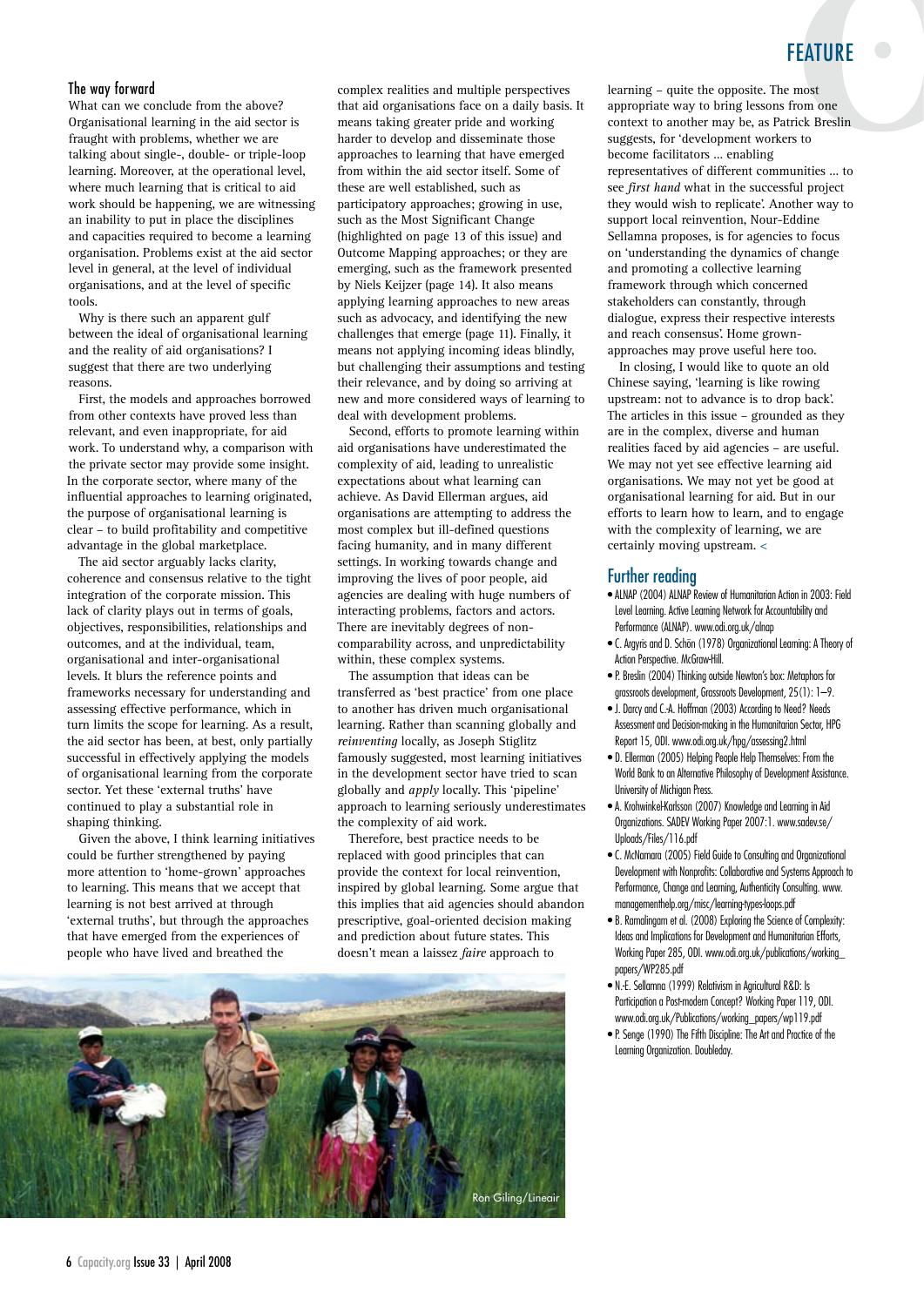## The way forward

What can we conclude from the above? Organisational learning in the aid sector is fraught with problems, whether we are talking about single-, double- or triple-loop learning. Moreover, at the operational level, where much learning that is critical to aid work should be happening, we are witnessing an inability to put in place the disciplines and capacities required to become a learning organisation. Problems exist at the aid sector level in general, at the level of individual organisations, and at the level of specific tools.

Why is there such an apparent gulf between the ideal of organisational learning and the reality of aid organisations? I suggest that there are two underlying reasons.

First, the models and approaches borrowed from other contexts have proved less than relevant, and even inappropriate, for aid work. To understand why, a comparison with the private sector may provide some insight. In the corporate sector, where many of the influential approaches to learning originated, the purpose of organisational learning is clear – to build profitability and competitive advantage in the global marketplace.

The aid sector arguably lacks clarity, coherence and consensus relative to the tight integration of the corporate mission. This lack of clarity plays out in terms of goals, objectives, responsibilities, relationships and outcomes, and at the individual, team, organisational and inter-organisational levels. It blurs the reference points and frameworks necessary for understanding and assessing effective performance, which in turn limits the scope for learning. As a result, the aid sector has been, at best, only partially successful in effectively applying the models of organisational learning from the corporate sector. Yet these 'external truths' have continued to play a substantial role in shaping thinking.

Given the above, I think learning initiatives could be further strengthened by paying more attention to 'home-grown' approaches to learning. This means that we accept that learning is not best arrived at through 'external truths', but through the approaches that have emerged from the experiences of people who have lived and breathed the complex realities and multiple perspectives that aid organisations face on a daily basis. It means taking greater pride and working harder to develop and disseminate those approaches to learning that have emerged from within the aid sector itself. Some of these are well established, such as participatory approaches; growing in use, such as the Most Significant Change (highlighted on page 13 of this issue) and Outcome Mapping approaches; or they are emerging, such as the framework presented by Niels Keijzer (page 14). It also means applying learning approaches to new areas such as advocacy, and identifying the new challenges that emerge (page 11). Finally, it means not applying incoming ideas blindly, but challenging their assumptions and testing their relevance, and by doing so arriving at new and more considered ways of learning to deal with development problems.

Second, efforts to promote learning within aid organisations have underestimated the complexity of aid, leading to unrealistic expectations about what learning can achieve. As David Ellerman argues, aid organisations are attempting to address the most complex but ill-defined questions facing humanity, and in many different settings. In working towards change and improving the lives of poor people, aid agencies are dealing with huge numbers of interacting problems, factors and actors. There are inevitably degrees of non-comparability across, and unpredictability within, these complex systems.

The assumption that ideas can be transferred as 'best practice' from one place to another has driven much organisational learning. Rather than scanning globally and *reinventing* locally, as Joseph Stiglitz famously suggested, most learning initiatives in the development sector have tried to scan globally and *apply* locally. This 'pipeline' approach to learning seriously underestimates the complexity of aid work.

Therefore, best practice needs to be replaced with good principles that can provide the context for local reinvention, inspired by global learning. Some argue that this implies that aid agencies should abandon prescriptive, goal-oriented decision making and prediction about future states. This doesn't mean a laissez *faire* approach to learning – quite the opposite. The most appropriate way to bring lessons from one context to another may be, as Patrick Breslin suggests, for 'development workers to become facilitators … enabling representatives of different communities … to see *first hand* what in the successful project they would wish to replicate'. Another way to support local reinvention, Nour-Eddine Sellamna proposes, is for agencies to focus on 'understanding the dynamics of change and promoting a collective learning framework through which concerned stakeholders can constantly, through dialogue, express their respective interests and reach consensus'. Home grown-approaches may prove useful here too.

In closing, I would like to quote an old Chinese saying, 'learning is like rowing upstream: not to advance is to drop back'. The articles in this issue – grounded as they are in the complex, diverse and human realities faced by aid agencies – are useful. We may not yet see effective learning aid organisations. We may not yet be good at organisational learning for aid. But in our efforts to learn how to learn, and to engage with the complexity of learning, we are certainly moving upstream. <

Ron Giling/Lineair

## Further reading

- ALNAP (2004) ALNAP Review of Humanitarian Action in 2003: Field Level Learning. Active Learning Network for Accountability and Performance (ALNAP). www.odi.org.uk/alnap
- C. Argyris and D. Schön (1978) Organizational Learning: A Theory of Action Perspective. McGraw-Hill.
- P. Breslin (2004) Thinking outside Newton's box: Metaphors for grassroots development, Grassroots Development, 25(1): 1–9.
- J. Darcy and C.-A. Hoffman (2003) According to Need? Needs Assessment and Decision-making in the Humanitarian Sector, HPG Report 15, ODI. www.odi.org.uk/hpg/assessing2.html
- D. Ellerman (2005) Helping People Help Themselves: From the World Bank to an Alternative Philosophy of Development Assistance. University of Michigan Press.
- A. Krohwinkel-Karlsson (2007) Knowledge and Learning in Aid Organizations. SADEV Working Paper 2007:1. www.sadev.se/Uploads/Files/116.pdf
- C. McNamara (2005) Field Guide to Consulting and Organizational Development with Nonprofits: Collaborative and Systems Approach to Performance, Change and Learning, Authenticity Consulting. www.managementhelp.org/misc/learning-types-loops.pdf
- B. Ramalingam et al. (2008) Exploring the Science of Complexity: Ideas and Implications for Development and Humanitarian Efforts, Working Paper 285, ODI. www.odi.org.uk/publications/working_papers/WP285.pdf
- N.-E. Sellamna (1999) Relativism in Agricultural R&D: Is Participation a Post-modern Concept? Working Paper 119, ODI. www.odi.org.uk/Publications/working_papers/wp119.pdf
- P. Senge (1990) The Fifth Discipline: The Art and Practice of the Learning Organization. Doubleday.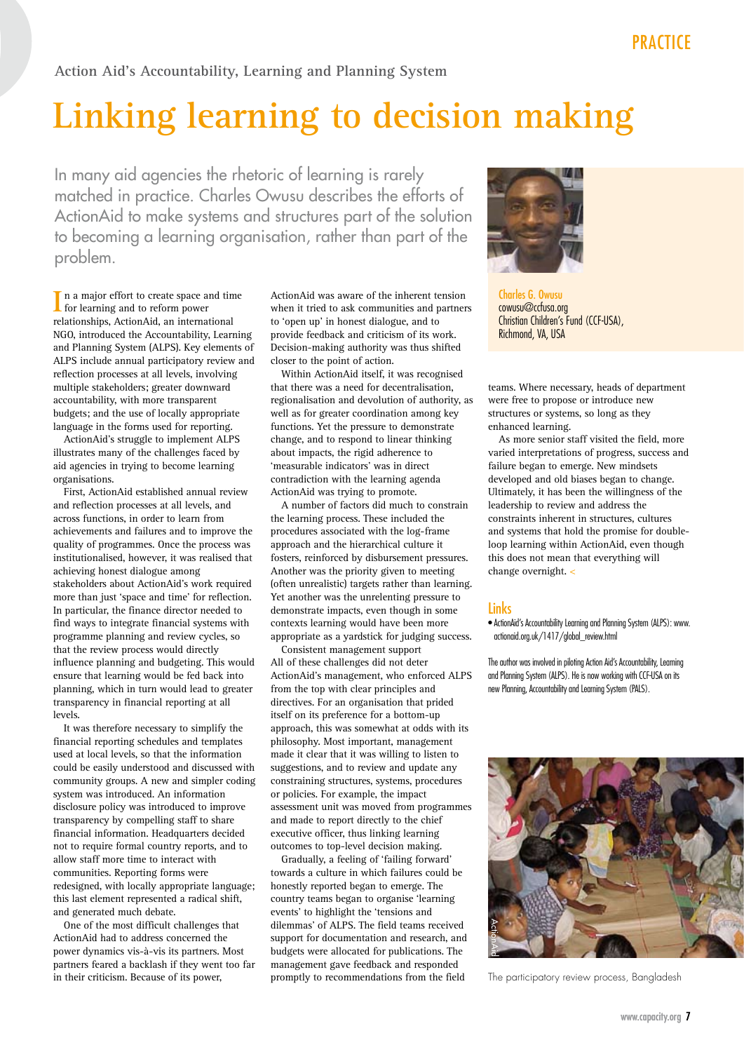Action Aid's Accountability, Learning and Planning System

# Linking learning to decision making

In many aid agencies the rhetoric of learning is rarely matched in practice. Charles Owusu describes the efforts of ActionAid to make systems and structures part of the solution to becoming a learning organisation, rather than part of the problem.

Charles G. Owusu
cowusu@ccfusa.org
Christian Children's Fund (CCF-USA), Richmond, VA, USA

In a major effort to create space and time for learning and to reform power relationships, ActionAid, an international NGO, introduced the Accountability, Learning and Planning System (ALPS). Key elements of ALPS include annual participatory review and reflection processes at all levels, involving multiple stakeholders; greater downward accountability, with more transparent budgets; and the use of locally appropriate language in the forms used for reporting.

ActionAid's struggle to implement ALPS illustrates many of the challenges faced by aid agencies in trying to become learning organisations.

First, ActionAid established annual review and reflection processes at all levels, and across functions, in order to learn from achievements and failures and to improve the quality of programmes. Once the process was institutionalised, however, it was realised that achieving honest dialogue among stakeholders about ActionAid's work required more than just 'space and time' for reflection. In particular, the finance director needed to find ways to integrate financial systems with programme planning and review cycles, so that the review process would directly influence planning and budgeting. This would ensure that learning would be fed back into planning, which in turn would lead to greater transparency in financial reporting at all levels.

It was therefore necessary to simplify the financial reporting schedules and templates used at local levels, so that the information could be easily understood and discussed with community groups. A new and simpler coding system was introduced. An information disclosure policy was introduced to improve transparency by compelling staff to share financial information. Headquarters decided not to require formal country reports, and to allow staff more time to interact with communities. Reporting forms were redesigned, with locally appropriate language; this last element represented a radical shift, and generated much debate.

One of the most difficult challenges that ActionAid had to address concerned the power dynamics vis-à-vis its partners. Most partners feared a backlash if they went too far in their criticism. Because of its power, ActionAid was aware of the inherent tension when it tried to ask communities and partners to 'open up' in honest dialogue, and to provide feedback and criticism of its work. Decision-making authority was thus shifted closer to the point of action.

Within ActionAid itself, it was recognised that there was a need for decentralisation, regionalisation and devolution of authority, as well as for greater coordination among key functions. Yet the pressure to demonstrate change, and to respond to linear thinking about impacts, the rigid adherence to 'measurable indicators' was in direct contradiction with the learning agenda ActionAid was trying to promote.

A number of factors did much to constrain the learning process. These included the procedures associated with the log-frame approach and the hierarchical culture it fosters, reinforced by disbursement pressures. Another was the priority given to meeting (often unrealistic) targets rather than learning. Yet another was the unrelenting pressure to demonstrate impacts, even though in some contexts learning would have been more appropriate as a yardstick for judging success.

Consistent management support

All of these challenges did not deter ActionAid's management, who enforced ALPS from the top with clear principles and directives. For an organisation that prided itself on its preference for a bottom-up approach, this was somewhat at odds with its philosophy. Most important, management made it clear that it was willing to listen to suggestions, and to review and update any constraining structures, systems, procedures or policies. For example, the impact assessment unit was moved from programmes and made to report directly to the chief executive officer, thus linking learning outcomes to top-level decision making.

Gradually, a feeling of 'failing forward' towards a culture in which failures could be honestly reported began to emerge. The country teams began to organise 'learning events' to highlight the 'tensions and dilemmas' of ALPS. The field teams received support for documentation and research, and budgets were allocated for publications. The management gave feedback and responded promptly to recommendations from the field teams. Where necessary, heads of department were free to propose or introduce new structures or systems, so long as they enhanced learning.

As more senior staff visited the field, more varied interpretations of progress, success and failure began to emerge. New mindsets developed and old biases began to change. Ultimately, it has been the willingness of the leadership to review and address the constraints inherent in structures, cultures and systems that hold the promise for double-loop learning within ActionAid, even though this does not mean that everything will change overnight.

## Links

- ActionAid's Accountability Learning and Planning System (ALPS): www.actionaid.org.uk/1417/global_review.html

The author was involved in piloting Action Aid's Accountability, Learning and Planning System (ALPS). He is now working with CCF-USA on its new Planning, Accountability and Learning System (PALS).

The participatory review process, Bangladesh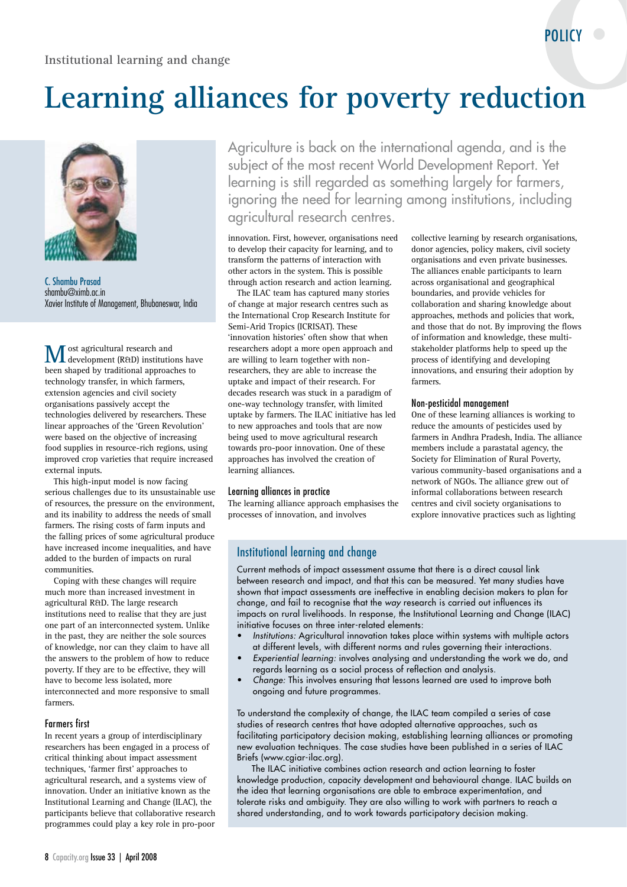Institutional learning and change

# Learning alliances for poverty reduction

C. Shambu Prasad
shambu@ximb.ac.in
Xavier Institute of Management, Bhubaneswar, India

Agriculture is back on the international agenda, and is the subject of the most recent World Development Report. Yet learning is still regarded as something largely for farmers, ignoring the need for learning among institutions, including agricultural research centres.

Most agricultural research and development (R&D) institutions have been shaped by traditional approaches to technology transfer, in which farmers, extension agencies and civil society organisations passively accept the technologies delivered by researchers. These linear approaches of the 'Green Revolution' were based on the objective of increasing food supplies in resource-rich regions, using improved crop varieties that require increased external inputs.

This high-input model is now facing serious challenges due to its unsustainable use of resources, the pressure on the environment, and its inability to address the needs of small farmers. The rising costs of farm inputs and the falling prices of some agricultural produce have increased income inequalities, and have added to the burden of impacts on rural communities.

Coping with these changes will require much more than increased investment in agricultural R&D. The large research institutions need to realise that they are just one part of an interconnected system. Unlike in the past, they are neither the sole sources of knowledge, nor can they claim to have all the answers to the problem of how to reduce poverty. If they are to be effective, they will have to become less isolated, more interconnected and more responsive to small farmers.

### Farmers first

In recent years a group of interdisciplinary researchers has been engaged in a process of critical thinking about impact assessment techniques, 'farmer first' approaches to agricultural research, and a systems view of innovation. Under an initiative known as the Institutional Learning and Change (ILAC), the participants believe that collaborative research programmes could play a key role in pro-poor innovation. First, however, organisations need to develop their capacity for learning, and to transform the patterns of interaction with other actors in the system. This is possible through action research and action learning.

The ILAC team has captured many stories of change at major research centres such as the International Crop Research Institute for Semi-Arid Tropics (ICRISAT). These 'innovation histories' often show that when researchers adopt a more open approach and are willing to learn together with non-researchers, they are able to increase the uptake and impact of their research. For decades research was stuck in a paradigm of one-way technology transfer, with limited uptake by farmers. The ILAC initiative has led to new approaches and tools that are now being used to move agricultural research towards pro-poor innovation. One of these approaches has involved the creation of learning alliances.

### Learning alliances in practice

The learning alliance approach emphasises the processes of innovation, and involves collective learning by research organisations, donor agencies, policy makers, civil society organisations and even private businesses. The alliances enable participants to learn across organisational and geographical boundaries, and provide vehicles for collaboration and sharing knowledge about approaches, methods and policies that work, and those that do not. By improving the flows of information and knowledge, these multi-stakeholder platforms help to speed up the process of identifying and developing innovations, and ensuring their adoption by farmers.

### Non-pesticidal management

One of these learning alliances is working to reduce the amounts of pesticides used by farmers in Andhra Pradesh, India. The alliance members include a parastatal agency, the Society for Elimination of Rural Poverty, various community-based organisations and a network of NGOs. The alliance grew out of informal collaborations between research centres and civil society organisations to explore innovative practices such as lighting

### Institutional learning and change

Current methods of impact assessment assume that there is a direct causal link between research and impact, and that this can be measured. Yet many studies have shown that impact assessments are ineffective in enabling decision makers to plan for change, and fail to recognise that the *way* research is carried out influences its impacts on rural livelihoods. In response, the Institutional Learning and Change (ILAC) initiative focuses on three inter-related elements:

- *Institutions:* Agricultural innovation takes place within systems with multiple actors at different levels, with different norms and rules governing their interactions.
- *Experiential learning:* involves analysing and understanding the work we do, and regards learning as a social process of reflection and analysis.
- *Change:* This involves ensuring that lessons learned are used to improve both ongoing and future programmes.

To understand the complexity of change, the ILAC team compiled a series of case studies of research centres that have adopted alternative approaches, such as facilitating participatory decision making, establishing learning alliances or promoting new evaluation techniques. The case studies have been published in a series of ILAC Briefs (www.cgiar-ilac.org).

The ILAC initiative combines action research and action learning to foster knowledge production, capacity development and behavioural change. ILAC builds on the idea that learning organisations are able to embrace experimentation, and tolerate risks and ambiguity. They are also willing to work with partners to reach a shared understanding, and to work towards participatory decision making.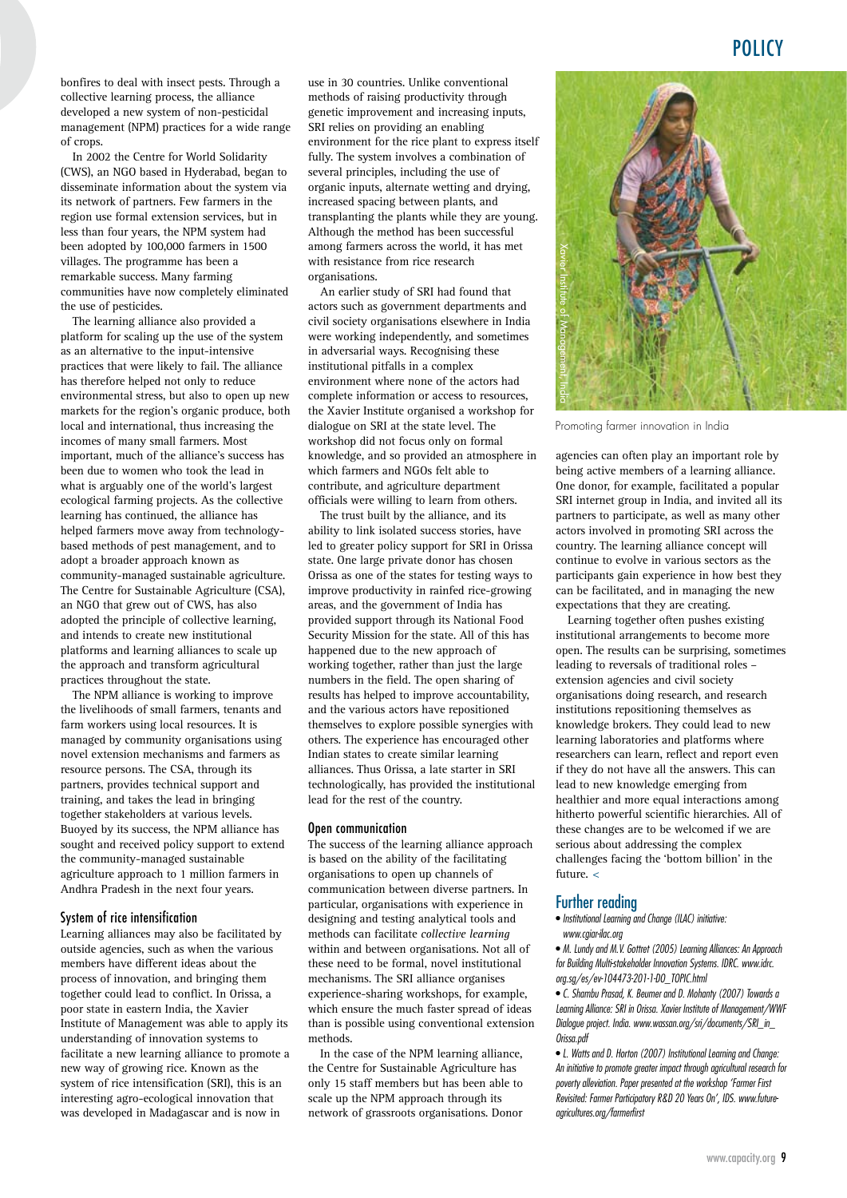bonfires to deal with insect pests. Through a collective learning process, the alliance developed a new system of non-pesticidal management (NPM) practices for a wide range of crops.

In 2002 the Centre for World Solidarity (CWS), an NGO based in Hyderabad, began to disseminate information about the system via its network of partners. Few farmers in the region use formal extension services, but in less than four years, the NPM system had been adopted by 100,000 farmers in 1500 villages. The programme has been a remarkable success. Many farming communities have now completely eliminated the use of pesticides.

The learning alliance also provided a platform for scaling up the use of the system as an alternative to the input-intensive practices that were likely to fail. The alliance has therefore helped not only to reduce environmental stress, but also to open up new markets for the region's organic produce, both local and international, thus increasing the incomes of many small farmers. Most important, much of the alliance's success has been due to women who took the lead in what is arguably one of the world's largest ecological farming projects. As the collective learning has continued, the alliance has helped farmers move away from technology-based methods of pest management, and to adopt a broader approach known as community-managed sustainable agriculture. The Centre for Sustainable Agriculture (CSA), an NGO that grew out of CWS, has also adopted the principle of collective learning, and intends to create new institutional platforms and learning alliances to scale up the approach and transform agricultural practices throughout the state.

The NPM alliance is working to improve the livelihoods of small farmers, tenants and farm workers using local resources. It is managed by community organisations using novel extension mechanisms and farmers as resource persons. The CSA, through its partners, provides technical support and training, and takes the lead in bringing together stakeholders at various levels. Buoyed by its success, the NPM alliance has sought and received policy support to extend the community-managed sustainable agriculture approach to 1 million farmers in Andhra Pradesh in the next four years.

## System of rice intensification

Learning alliances may also be facilitated by outside agencies, such as when the various members have different ideas about the process of innovation, and bringing them together could lead to conflict. In Orissa, a poor state in eastern India, the Xavier Institute of Management was able to apply its understanding of innovation systems to facilitate a new learning alliance to promote a new way of growing rice. Known as the system of rice intensification (SRI), this is an interesting agro-ecological innovation that was developed in Madagascar and is now in use in 30 countries. Unlike conventional methods of raising productivity through genetic improvement and increasing inputs, SRI relies on providing an enabling environment for the rice plant to express itself fully. The system involves a combination of several principles, including the use of organic inputs, alternate wetting and drying, increased spacing between plants, and transplanting the plants while they are young. Although the method has been successful among farmers across the world, it has met with resistance from rice research organisations.

An earlier study of SRI had found that actors such as government departments and civil society organisations elsewhere in India were working independently, and sometimes in adversarial ways. Recognising these institutional pitfalls in a complex environment where none of the actors had complete information or access to resources, the Xavier Institute organised a workshop for dialogue on SRI at the state level. The workshop did not focus only on formal knowledge, and so provided an atmosphere in which farmers and NGOs felt able to contribute, and agriculture department officials were willing to learn from others.

The trust built by the alliance, and its ability to link isolated success stories, have led to greater policy support for SRI in Orissa state. One large private donor has chosen Orissa as one of the states for testing ways to improve productivity in rainfed rice-growing areas, and the government of India has provided support through its National Food Security Mission for the state. All of this has happened due to the new approach of working together, rather than just the large numbers in the field. The open sharing of results has helped to improve accountability, and the various actors have repositioned themselves to explore possible synergies with others. The experience has encouraged other Indian states to create similar learning alliances. Thus Orissa, a late starter in SRI technologically, has provided the institutional lead for the rest of the country.

## Open communication

The success of the learning alliance approach is based on the ability of the facilitating organisations to open up channels of communication between diverse partners. In particular, organisations with experience in designing and testing analytical tools and methods can facilitate *collective learning* within and between organisations. Not all of these need to be formal, novel institutional mechanisms. The SRI alliance organises experience-sharing workshops, for example, which ensure the much faster spread of ideas than is possible using conventional extension methods.

In the case of the NPM learning alliance, the Centre for Sustainable Agriculture has only 15 staff members but has been able to scale up the NPM approach through its network of grassroots organisations. Donor agencies can often play an important role by being active members of a learning alliance. One donor, for example, facilitated a popular SRI internet group in India, and invited all its partners to participate, as well as many other actors involved in promoting SRI across the country. The learning alliance concept will continue to evolve in various sectors as the participants gain experience in how best they can be facilitated, and in managing the new expectations that they are creating.

Learning together often pushes existing institutional arrangements to become more open. The results can be surprising, sometimes leading to reversals of traditional roles – extension agencies and civil society organisations doing research, and research institutions repositioning themselves as knowledge brokers. They could lead to new learning laboratories and platforms where researchers can learn, reflect and report even if they do not have all the answers. This can lead to new knowledge emerging from healthier and more equal interactions among hitherto powerful scientific hierarchies. All of these changes are to be welcomed if we are serious about addressing the complex challenges facing the 'bottom billion' in the future. <

Xavier Institute of Management, India

Promoting farmer innovation in India

## Further reading

- *Institutional Learning and Change (ILAC) initiative: www.cgiar-ilac.org*
- *M. Lundy and M.V. Gottret (2005) Learning Alliances: An Approach for Building Multi-stakeholder Innovation Systems. IDRC. www.idrc.org.sg/es/ev-104473-201-1-DO_TOPIC.html*
- *C. Shambu Prasad, K. Beumer and D. Mohanty (2007) Towards a Learning Alliance: SRI in Orissa. Xavier Institute of Management/WWF Dialogue project. India. www.wassan.org/sri/documents/SRI_in_Orissa.pdf*
- *L. Watts and D. Horton (2007) Institutional Learning and Change: An initiative to promote greater impact through agricultural research for poverty alleviation. Paper presented at the workshop 'Farmer First Revisited: Farmer Participatory R&D 20 Years On', IDS. www.future-agricultures.org/farmerfirst*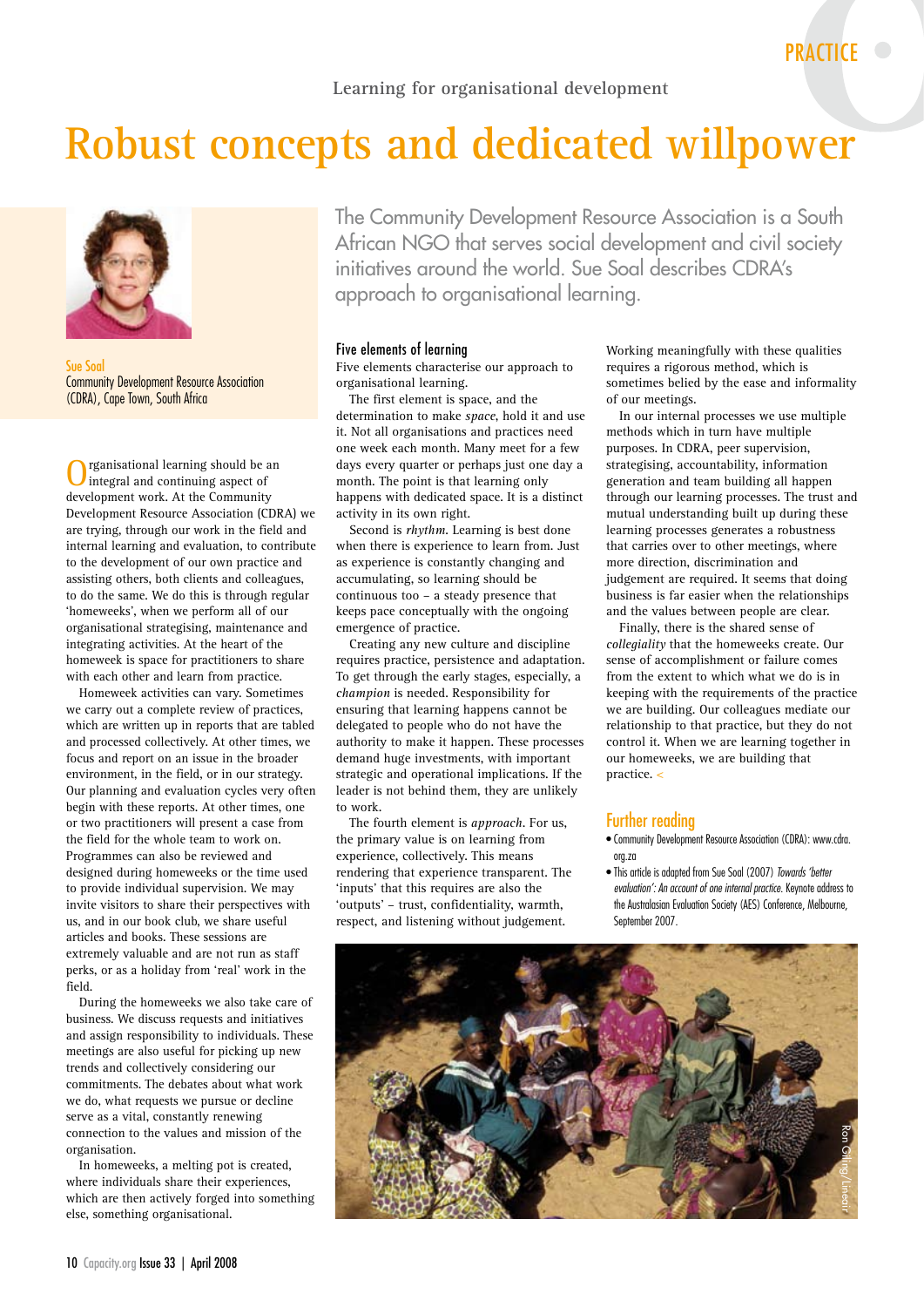PRACTICE

Learning for organisational development

# Robust concepts and dedicated willpower

Sue Soal
Community Development Resource Association (CDRA), Cape Town, South Africa

The Community Development Resource Association is a South African NGO that serves social development and civil society initiatives around the world. Sue Soal describes CDRA's approach to organisational learning.

Organisational learning should be an integral and continuing aspect of development work. At the Community Development Resource Association (CDRA) we are trying, through our work in the field and internal learning and evaluation, to contribute to the development of our own practice and assisting others, both clients and colleagues, to do the same. We do this is through regular 'homeweeks', when we perform all of our organisational strategising, maintenance and integrating activities. At the heart of the homeweek is space for practitioners to share with each other and learn from practice.

Homeweek activities can vary. Sometimes we carry out a complete review of practices, which are written up in reports that are tabled and processed collectively. At other times, we focus and report on an issue in the broader environment, in the field, or in our strategy. Our planning and evaluation cycles very often begin with these reports. At other times, one or two practitioners will present a case from the field for the whole team to work on. Programmes can also be reviewed and designed during homeweeks or the time used to provide individual supervision. We may invite visitors to share their perspectives with us, and in our book club, we share useful articles and books. These sessions are extremely valuable and are not run as staff perks, or as a holiday from 'real' work in the field.

During the homeweeks we also take care of business. We discuss requests and initiatives and assign responsibility to individuals. These meetings are also useful for picking up new trends and collectively considering our commitments. The debates about what work we do, what requests we pursue or decline serve as a vital, constantly renewing connection to the values and mission of the organisation.

In homeweeks, a melting pot is created, where individuals share their experiences, which are then actively forged into something else, something organisational.

## Five elements of learning

Five elements characterise our approach to organisational learning.

The first element is space, and the determination to make *space*, hold it and use it. Not all organisations and practices need one week each month. Many meet for a few days every quarter or perhaps just one day a month. The point is that learning only happens with dedicated space. It is a distinct activity in its own right.

Second is *rhythm*. Learning is best done when there is experience to learn from. Just as experience is constantly changing and accumulating, so learning should be continuous too – a steady presence that keeps pace conceptually with the ongoing emergence of practice.

Creating any new culture and discipline requires practice, persistence and adaptation. To get through the early stages, especially, a *champion* is needed. Responsibility for ensuring that learning happens cannot be delegated to people who do not have the authority to make it happen. These processes demand huge investments, with important strategic and operational implications. If the leader is not behind them, they are unlikely to work.

The fourth element is *approach*. For us, the primary value is on learning from experience, collectively. This means rendering that experience transparent. The 'inputs' that this requires are also the 'outputs' – trust, confidentiality, warmth, respect, and listening without judgement.

Working meaningfully with these qualities requires a rigorous method, which is sometimes belied by the ease and informality of our meetings.

In our internal processes we use multiple methods which in turn have multiple purposes. In CDRA, peer supervision, strategising, accountability, information generation and team building all happen through our learning processes. The trust and mutual understanding built up during these learning processes generates a robustness that carries over to other meetings, where more direction, discrimination and judgement are required. It seems that doing business is far easier when the relationships and the values between people are clear.

Finally, there is the shared sense of *collegiality* that the homeweeks create. Our sense of accomplishment or failure comes from the extent to which what we do is in keeping with the requirements of the practice we are building. Our colleagues mediate our relationship to that practice, but they do not control it. When we are learning together in our homeweeks, we are building that practice.

## Further reading

- Community Development Resource Association (CDRA): www.cdra.org.za
- This article is adapted from Sue Soal (2007) *Towards 'better evaluation': An account of one internal practice.* Keynote address to the Australasian Evaluation Society (AES) Conference, Melbourne, September 2007.

Ron Giling/Lineair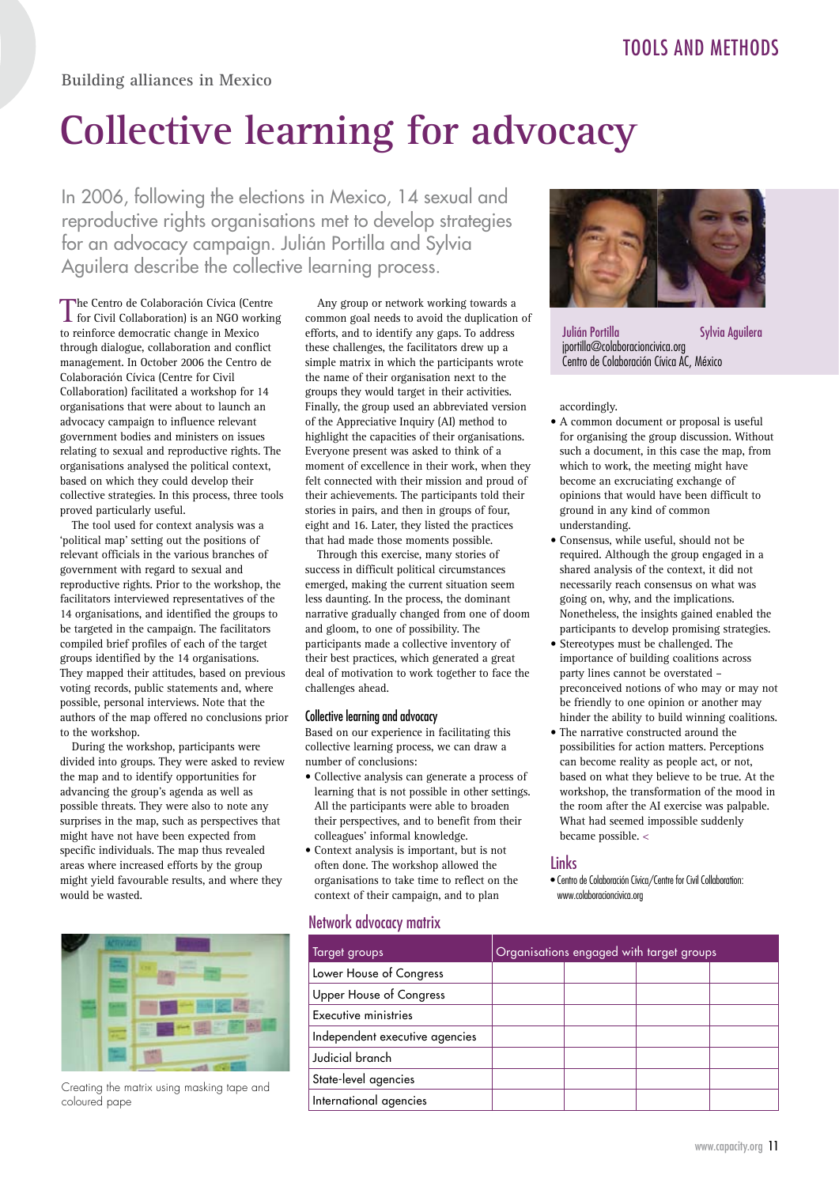Building alliances in Mexico

# Collective learning for advocacy

In 2006, following the elections in Mexico, 14 sexual and reproductive rights organisations met to develop strategies for an advocacy campaign. Julián Portilla and Sylvia Aguilera describe the collective learning process.

Julián Portilla Sylvia Aguilera
jportilla@colaboracioncivica.org
Centro de Colaboración Cívica AC, México

The Centro de Colaboración Cívica (Centre for Civil Collaboration) is an NGO working to reinforce democratic change in Mexico through dialogue, collaboration and conflict management. In October 2006 the Centro de Colaboración Cívica (Centre for Civil Collaboration) facilitated a workshop for 14 organisations that were about to launch an advocacy campaign to influence relevant government bodies and ministers on issues relating to sexual and reproductive rights. The organisations analysed the political context, based on which they could develop their collective strategies. In this process, three tools proved particularly useful.

The tool used for context analysis was a 'political map' setting out the positions of relevant officials in the various branches of government with regard to sexual and reproductive rights. Prior to the workshop, the facilitators interviewed representatives of the 14 organisations, and identified the groups to be targeted in the campaign. The facilitators compiled brief profiles of each of the target groups identified by the 14 organisations. They mapped their attitudes, based on previous voting records, public statements and, where possible, personal interviews. Note that the authors of the map offered no conclusions prior to the workshop.

During the workshop, participants were divided into groups. They were asked to review the map and to identify opportunities for advancing the group's agenda as well as possible threats. They were also to note any surprises in the map, such as perspectives that might have not have been expected from specific individuals. The map thus revealed areas where increased efforts by the group might yield favourable results, and where they would be wasted.

Any group or network working towards a common goal needs to avoid the duplication of efforts, and to identify any gaps. To address these challenges, the facilitators drew up a simple matrix in which the participants wrote the name of their organisation next to the groups they would target in their activities. Finally, the group used an abbreviated version of the Appreciative Inquiry (AI) method to highlight the capacities of their organisations. Everyone present was asked to think of a moment of excellence in their work, when they felt connected with their mission and proud of their achievements. The participants told their stories in pairs, and then in groups of four, eight and 16. Later, they listed the practices that had made those moments possible.

Through this exercise, many stories of success in difficult political circumstances emerged, making the current situation seem less daunting. In the process, the dominant narrative gradually changed from one of doom and gloom, to one of possibility. The participants made a collective inventory of their best practices, which generated a great deal of motivation to work together to face the challenges ahead.

## Collective learning and advocacy

Based on our experience in facilitating this collective learning process, we can draw a number of conclusions:

- Collective analysis can generate a process of learning that is not possible in other settings. All the participants were able to broaden their perspectives, and to benefit from their colleagues' informal knowledge.
- Context analysis is important, but is not often done. The workshop allowed the organisations to take time to reflect on the context of their campaign, and to plan accordingly.
- A common document or proposal is useful for organising the group discussion. Without such a document, in this case the map, from which to work, the meeting might have become an excruciating exchange of opinions that would have been difficult to ground in any kind of common understanding.
- Consensus, while useful, should not be required. Although the group engaged in a shared analysis of the context, it did not necessarily reach consensus on what was going on, why, and the implications. Nonetheless, the insights gained enabled the participants to develop promising strategies.
- Stereotypes must be challenged. The importance of building coalitions across party lines cannot be overstated – preconceived notions of who may or may not be friendly to one opinion or another may hinder the ability to build winning coalitions.
- The narrative constructed around the possibilities for action matters. Perceptions can become reality as people act, or not, based on what they believe to be true. At the workshop, the transformation of the mood in the room after the AI exercise was palpable. What had seemed impossible suddenly became possible. <

## Links

- Centro de Colaboración Cívica/Centre for Civil Collaboration: www.colaboracioncivica.org

Creating the matrix using masking tape and coloured pape

## Network advocacy matrix

| Target groups | Organisations engaged with target groups | | | |
|---|---|---|---|---|
| Lower House of Congress | | | | |
| Upper House of Congress | | | | |
| Executive ministries | | | | |
| Independent executive agencies | | | | |
| Judicial branch | | | | |
| State-level agencies | | | | |
| International agencies | | | | |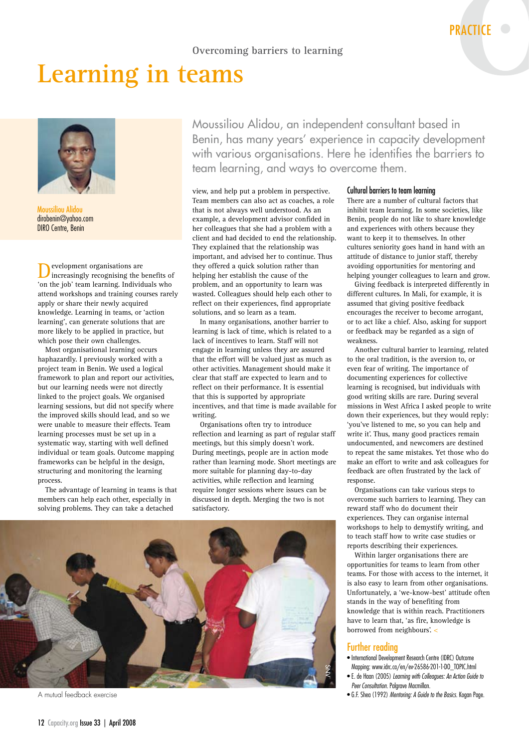PRACTICE

Overcoming barriers to learning

# Learning in teams

Moussiliou Alidou
dirobenin@yahoo.com
DIRO Centre, Benin

Moussiliou Alidou, an independent consultant based in Benin, has many years' experience in capacity development with various organisations. Here he identifies the barriers to team learning, and ways to overcome them.

Development organisations are increasingly recognising the benefits of 'on the job' team learning. Individuals who attend workshops and training courses rarely apply or share their newly acquired knowledge. Learning in teams, or 'action learning', can generate solutions that are more likely to be applied in practice, but which pose their own challenges.

Most organisational learning occurs haphazardly. I previously worked with a project team in Benin. We used a logical framework to plan and report our activities, but our learning needs were not directly linked to the project goals. We organised learning sessions, but did not specify where the improved skills should lead, and so we were unable to measure their effects. Team learning processes must be set up in a systematic way, starting with well defined individual or team goals. Outcome mapping frameworks can be helpful in the design, structuring and monitoring the learning process.

The advantage of learning in teams is that members can help each other, especially in solving problems. They can take a detached view, and help put a problem in perspective. Team members can also act as coaches, a role that is not always well understood. As an example, a development advisor confided in her colleagues that she had a problem with a client and had decided to end the relationship. They explained that the relationship was important, and advised her to continue. Thus they offered a quick solution rather than helping her establish the cause of the problem, and an opportunity to learn was wasted. Colleagues should help each other to reflect on their experiences, find appropriate solutions, and so learn as a team.

In many organisations, another barrier to learning is lack of time, which is related to a lack of incentives to learn. Staff will not engage in learning unless they are assured that the effort will be valued just as much as other activities. Management should make it clear that staff are expected to learn and to reflect on their performance. It is essential that this is supported by appropriate incentives, and that time is made available for writing.

Organisations often try to introduce reflection and learning as part of regular staff meetings, but this simply doesn't work. During meetings, people are in action mode rather than learning mode. Short meetings are more suitable for planning day-to-day activities, while reflection and learning require longer sessions where issues can be discussed in depth. Merging the two is not satisfactory.

A mutual feedback exercise

### Cultural barriers to team learning

There are a number of cultural factors that inhibit team learning. In some societies, like Benin, people do not like to share knowledge and experiences with others because they want to keep it to themselves. In other cultures seniority goes hand in hand with an attitude of distance to junior staff, thereby avoiding opportunities for mentoring and helping younger colleagues to learn and grow.

Giving feedback is interpreted differently in different cultures. In Mali, for example, it is assumed that giving positive feedback encourages the receiver to become arrogant, or to act like a chief. Also, asking for support or feedback may be regarded as a sign of weakness.

Another cultural barrier to learning, related to the oral tradition, is the aversion to, or even fear of writing. The importance of documenting experiences for collective learning is recognised, but individuals with good writing skills are rare. During several missions in West Africa I asked people to write down their experiences, but they would reply: 'you've listened to me, so you can help and write it'. Thus, many good practices remain undocumented, and newcomers are destined to repeat the same mistakes. Yet those who do make an effort to write and ask colleagues for feedback are often frustrated by the lack of response.

Organisations can take various steps to overcome such barriers to learning. They can reward staff who do document their experiences. They can organise internal workshops to help to demystify writing, and to teach staff how to write case studies or reports describing their experiences.

Within larger organisations there are opportunities for teams to learn from other teams. For those with access to the internet, it is also easy to learn from other organisations. Unfortunately, a 'we-know-best' attitude often stands in the way of benefiting from knowledge that is within reach. Practitioners have to learn that, 'as fire, knowledge is borrowed from neighbours'.

## Further reading

- International Development Research Centre (IDRC) Outcome Mapping: www.idrc.ca/en/ev-26586-201-1-DO_TOPIC.html
- E. de Haan (2005) *Learning with Colleagues: An Action Guide to Peer Consultation*. Palgrave Macmillan.
- G.F. Shea (1992) *Mentoring: A Guide to the Basics*. Kogan Page.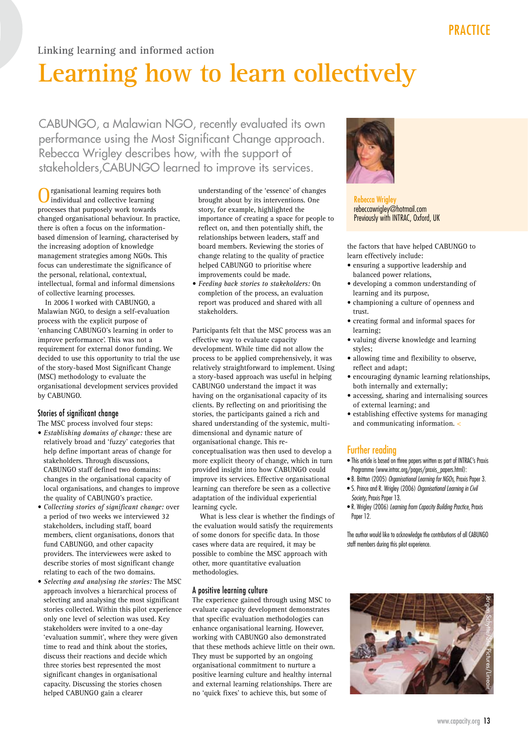Linking learning and informed action

# Learning how to learn collectively

CABUNGO, a Malawian NGO, recently evaluated its own performance using the Most Significant Change approach. Rebecca Wrigley describes how, with the support of stakeholders, CABUNGO learned to improve its services.

Rebecca Wrigley
rebeccawrigley@hotmail.com
Previously with INTRAC, Oxford, UK

Organisational learning requires both individual and collective learning processes that purposely work towards changed organisational behaviour. In practice, there is often a focus on the information-based dimension of learning, characterised by the increasing adoption of knowledge management strategies among NGOs. This focus can underestimate the significance of the personal, relational, contextual, intellectual, formal and informal dimensions of collective learning processes.

In 2006 I worked with CABUNGO, a Malawian NGO, to design a self-evaluation process with the explicit purpose of 'enhancing CABUNGO's learning in order to improve performance'. This was not a requirement for external donor funding. We decided to use this opportunity to trial the use of the story-based Most Significant Change (MSC) methodology to evaluate the organisational development services provided by CABUNGO.

## Stories of significant change

The MSC process involved four steps:

- *Establishing domains of change:* these are relatively broad and 'fuzzy' categories that help define important areas of change for stakeholders. Through discussions, CABUNGO staff defined two domains: changes in the organisational capacity of local organisations, and changes to improve the quality of CABUNGO's practice.
- *Collecting stories of significant change:* over a period of two weeks we interviewed 32 stakeholders, including staff, board members, client organisations, donors that fund CABUNGO, and other capacity providers. The interviewees were asked to describe stories of most significant change relating to each of the two domains.
- *Selecting and analysing the stories:* The MSC approach involves a hierarchical process of selecting and analysing the most significant stories collected. Within this pilot experience only one level of selection was used. Key stakeholders were invited to a one-day 'evaluation summit', where they were given time to read and think about the stories, discuss their reactions and decide which three stories best represented the most significant changes in organisational capacity. Discussing the stories chosen helped CABUNGO gain a clearer understanding of the 'essence' of changes brought about by its interventions. One story, for example, highlighted the importance of creating a space for people to reflect on, and then potentially shift, the relationships between leaders, staff and board members. Reviewing the stories of change relating to the quality of practice helped CABUNGO to prioritise where improvements could be made.
- *Feeding back stories to stakeholders:* On completion of the process, an evaluation report was produced and shared with all stakeholders.

Participants felt that the MSC process was an effective way to evaluate capacity development. While time did not allow the process to be applied comprehensively, it was relatively straightforward to implement. Using a story-based approach was useful in helping CABUNGO understand the impact it was having on the organisational capacity of its clients. By reflecting on and prioritising the stories, the participants gained a rich and shared understanding of the systemic, multi-dimensional and dynamic nature of organisational change. This re-conceptualisation was then used to develop a more explicit theory of change, which in turn provided insight into how CABUNGO could improve its services. Effective organisational learning can therefore be seen as a collective adaptation of the individual experiential learning cycle.

What is less clear is whether the findings of the evaluation would satisfy the requirements of some donors for specific data. In those cases where data are required, it may be possible to combine the MSC approach with other, more quantitative evaluation methodologies.

## A positive learning culture

The experience gained through using MSC to evaluate capacity development demonstrates that specific evaluation methodologies can enhance organisational learning. However, working with CABUNGO also demonstrated that these methods achieve little on their own. They must be supported by an ongoing organisational commitment to nurture a positive learning culture and healthy internal and external learning relationships. There are no 'quick fixes' to achieve this, but some of the factors that have helped CABUNGO to learn effectively include:

- ensuring a supportive leadership and balanced power relations,
- developing a common understanding of learning and its purpose,
- championing a culture of openness and trust.
- creating formal and informal spaces for learning;
- valuing diverse knowledge and learning styles;
- allowing time and flexibility to observe, reflect and adapt;
- encouraging dynamic learning relationships, both internally and externally;
- accessing, sharing and internalising sources of external learning; and
- establishing effective systems for managing and communicating information. <

## Further reading

- This article is based on three papers written as part of INTRAC's Praxis Programme (www.intrac.org/pages/praxis_papers.html):
- B. Britton (2005) *Organisational Learning for NGOs*, Praxis Paper 3.
- S. Prince and R. Wrigley (2006) *Organisational Learning in Civil Society*, Praxis Paper 13.
- R. Wrigley (2006) *Learning from Capacity Building Practice*, Praxis Paper 12.

The author would like to acknowledge the contributions of all CABUNGO staff members during this pilot experience.

Jorgen Schytte/Still Pictures/Lineair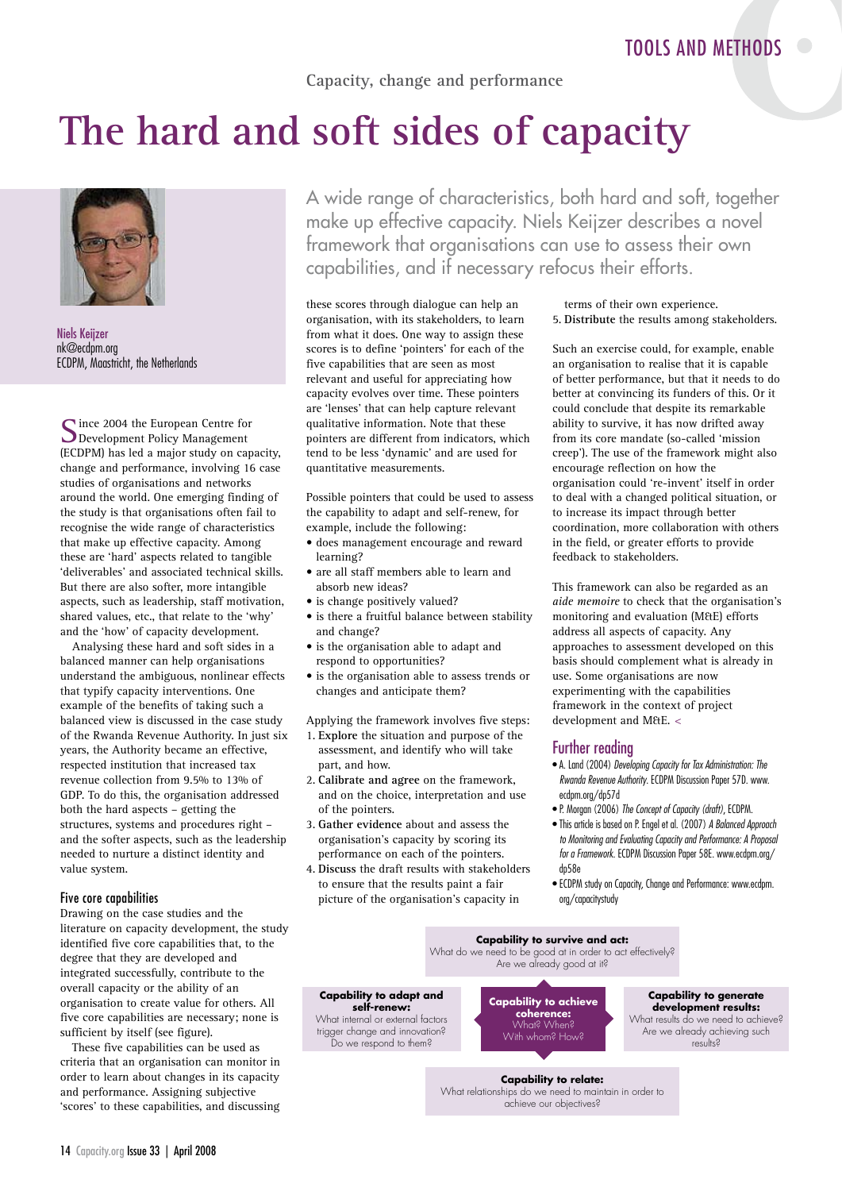Capacity, change and performance

# The hard and soft sides of capacity

Niels Keijzer
nk@ecdpm.org
ECDPM, Maastricht, the Netherlands

A wide range of characteristics, both hard and soft, together make up effective capacity. Niels Keijzer describes a novel framework that organisations can use to assess their own capabilities, and if necessary refocus their efforts.

Since 2004 the European Centre for Development Policy Management (ECDPM) has led a major study on capacity, change and performance, involving 16 case studies of organisations and networks around the world. One emerging finding of the study is that organisations often fail to recognise the wide range of characteristics that make up effective capacity. Among these are 'hard' aspects related to tangible 'deliverables' and associated technical skills. But there are also softer, more intangible aspects, such as leadership, staff motivation, shared values, etc., that relate to the 'why' and the 'how' of capacity development.

Analysing these hard and soft sides in a balanced manner can help organisations understand the ambiguous, nonlinear effects that typify capacity interventions. One example of the benefits of taking such a balanced view is discussed in the case study of the Rwanda Revenue Authority. In just six years, the Authority became an effective, respected institution that increased tax revenue collection from 9.5% to 13% of GDP. To do this, the organisation addressed both the hard aspects – getting the structures, systems and procedures right – and the softer aspects, such as the leadership needed to nurture a distinct identity and value system.

## Five core capabilities

Drawing on the case studies and the literature on capacity development, the study identified five core capabilities that, to the degree that they are developed and integrated successfully, contribute to the overall capacity or the ability of an organisation to create value for others. All five core capabilities are necessary; none is sufficient by itself (see figure).

These five capabilities can be used as criteria that an organisation can monitor in order to learn about changes in its capacity and performance. Assigning subjective 'scores' to these capabilities, and discussing these scores through dialogue can help an organisation, with its stakeholders, to learn from what it does. One way to assign these scores is to define 'pointers' for each of the five capabilities that are seen as most relevant and useful for appreciating how capacity evolves over time. These pointers are 'lenses' that can help capture relevant qualitative information. Note that these pointers are different from indicators, which tend to be less 'dynamic' and are used for quantitative measurements.

Possible pointers that could be used to assess the capability to adapt and self-renew, for example, include the following:

- does management encourage and reward learning?
- are all staff members able to learn and absorb new ideas?
- is change positively valued?
- is there a fruitful balance between stability and change?
- is the organisation able to adapt and respond to opportunities?
- is the organisation able to assess trends or changes and anticipate them?

Applying the framework involves five steps:

1. **Explore** the situation and purpose of the assessment, and identify who will take part, and how.
2. **Calibrate and agree** on the framework, and on the choice, interpretation and use of the pointers.
3. **Gather evidence** about and assess the organisation's capacity by scoring its performance on each of the pointers.
4. **Discuss** the draft results with stakeholders to ensure that the results paint a fair picture of the organisation's capacity in terms of their own experience.
5. **Distribute** the results among stakeholders.

Such an exercise could, for example, enable an organisation to realise that it is capable of better performance, but that it needs to do better at convincing its funders of this. Or it could conclude that despite its remarkable ability to survive, it has now drifted away from its core mandate (so-called 'mission creep'). The use of the framework might also encourage reflection on how the organisation could 're-invent' itself in order to deal with a changed political situation, or to increase its impact through better coordination, more collaboration with others in the field, or greater efforts to provide feedback to stakeholders.

This framework can also be regarded as an *aide memoire* to check that the organisation's monitoring and evaluation (M&E) efforts address all aspects of capacity. Any approaches to assessment developed on this basis should complement what is already in use. Some organisations are now experimenting with the capabilities framework in the context of project development and M&E. <

## Further reading

- A. Land (2004) *Developing Capacity for Tax Administration: The Rwanda Revenue Authority*. ECDPM Discussion Paper 57D. www.ecdpm.org/dp57d
- P. Morgan (2006) *The Concept of Capacity (draft)*, ECDPM.
- This article is based on P. Engel et al. (2007) *A Balanced Approach to Monitoring and Evaluating Capacity and Performance: A Proposal for a Framework*. ECDPM Discussion Paper 58E. www.ecdpm.org/dp58e
- ECDPM study on Capacity, Change and Performance: www.ecdpm.org/capacitystudy

**Capability to survive and act:** What do we need to be good at in order to act effectively? Are we already good at it?

**Capability to adapt and self-renew:** What internal or external factors trigger change and innovation? Do we respond to them?

**Capability to achieve coherence:** What? When? With whom? How?

**Capability to generate development results:** What results do we need to achieve? Are we already achieving such results?

**Capability to relate:** What relationships do we need to maintain in order to achieve our objectives?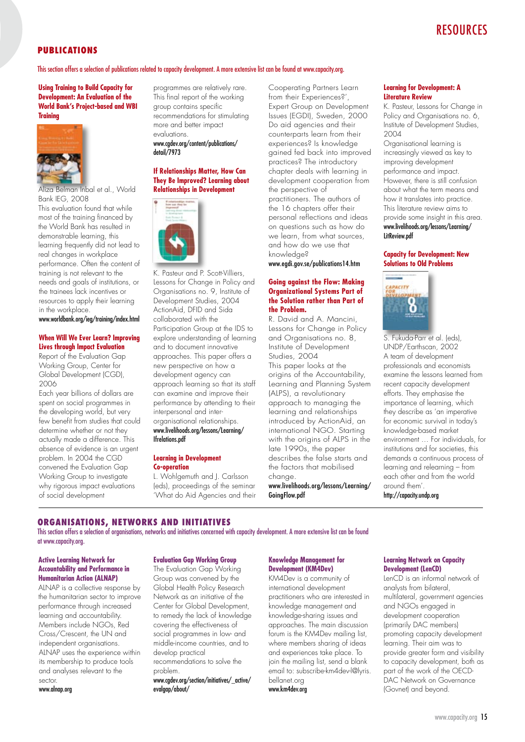# RESOURCES

## PUBLICATIONS

This section offers a selection of publications related to capacity development. A more extensive list can be found at www.capacity.org.

### Using Training to Build Capacity for Development: An Evaluation of the World Bank's Project-based and WBI Training

Aliza Belman Inbal et al., World Bank IEG, 2008

This evaluation found that while most of the training financed by the World Bank has resulted in demonstrable learning, this learning frequently did not lead to real changes in workplace performance. Often the content of training is not relevant to the needs and goals of institutions, or the trainees lack incentives or resources to apply their learning in the workplace.

www.worldbank.org/ieg/training/index.html

### When Will We Ever Learn? Improving Lives through Impact Evaluation

Report of the Evaluation Gap Working Group, Center for Global Development (CGD), 2006

Each year billions of dollars are spent on social programmes in the developing world, but very few benefit from studies that could determine whether or not they actually made a difference. This absence of evidence is an urgent problem. In 2004 the CGD convened the Evaluation Gap Working Group to investigate why rigorous impact evaluations of social development programmes are relatively rare. This final report of the working group contains specific recommendations for stimulating more and better impact evaluations.

www.cgdev.org/content/publications/detail/7973

### If Relationships Matter, How Can They Be Improved? Learning about Relationships in Development

K. Pasteur and P. Scott-Villiers, Lessons for Change in Policy and Organisations no. 9, Institute of Development Studies, 2004

ActionAid, DFID and Sida collaborated with the Participation Group at the IDS to explore understanding of learning and to document innovative approaches. This paper offers a new perspective on how a development agency can approach learning so that its staff can examine and improve their performance by attending to their interpersonal and inter-organisational relationships.

www.livelihoods.org/lessons/Learning/Ifrelations.pdf

### Learning in Development Co-operation

L. Wohlgemuth and J. Carlsson (eds), proceedings of the seminar 'What do Aid Agencies and their Cooperating Partners Learn from their Experiences?', Expert Group on Development Issues (EGDI), Sweden, 2000

Do aid agencies and their counterparts learn from their experiences? Is knowledge gained fed back into improved practices? The introductory chapter deals with learning in development cooperation from the perspective of practitioners. The authors of the 16 chapters offer their personal reflections and ideas on questions such as how do we learn, from what sources, and how do we use that knowledge?

www.egdi.gov.se/publications14.htm

### Going against the Flow: Making Organizational Systems Part of the Solution rather than Part of the Problem.

R. David and A. Mancini, Lessons for Change in Policy and Organisations no. 8, Institute of Development Studies, 2004

This paper looks at the origins of the Accountability, Learning and Planning System (ALPS), a revolutionary approach to managing the learning and relationships introduced by ActionAid, an international NGO. Starting with the origins of ALPS in the late 1990s, the paper describes the false starts and the factors that mobilised change.

www.livelihoods.org/lessons/Learning/GoingFlow.pdf

### Learning for Development: A Literature Review

K. Pasteur, Lessons for Change in Policy and Organisations no. 6, Institute of Development Studies, 2004

Organisational learning is increasingly viewed as key to improving development performance and impact. However, there is still confusion about what the term means and how it translates into practice. This literature review aims to provide some insight in this area.

www.livelihoods.org/lessons/Learning/LitReview.pdf

### Capacity for Development: New Solutions to Old Problems

S. Fukuda-Parr et al. (eds), UNDP/Earthscan, 2002

A team of development professionals and economists examine the lessons learned from recent capacity development efforts. They emphasise the importance of learning, which they describe as 'an imperative for economic survival in today's knowledge-based market environment … For individuals, for institutions and for societies, this demands a continuous process of learning and relearning – from each other and from the world around them'.

http://capacity.undp.org

## ORGANISATIONS, NETWORKS AND INITIATIVES

This section offers a selection of organisations, networks and initiatives concerned with capacity development. A more extensive list can be found at www.capacity.org.

### Active Learning Network for Accountability and Performance in Humanitarian Action (ALNAP)

ALNAP is a collective response by the humanitarian sector to improve performance through increased learning and accountability. Members include NGOs, Red Cross/Crescent, the UN and independent organisations. ALNAP uses the experience within its membership to produce tools and analyses relevant to the sector.

www.alnap.org

### Evaluation Gap Working Group

The Evaluation Gap Working Group was convened by the Global Health Policy Research Network as an initiative of the Center for Global Development, to remedy the lack of knowledge covering the effectiveness of social programmes in low- and middle-income countries, and to develop practical recommendations to solve the problem.

www.cgdev.org/section/initiatives/_active/evalgap/about/

### Knowledge Management for Development (KM4Dev)

KM4Dev is a community of international development practitioners who are interested in knowledge management and knowledge-sharing issues and approaches. The main discussion forum is the KM4Dev mailing list, where members sharing of ideas and experiences take place. To join the mailing list, send a blank email to: subscribe-km4dev-l@lyris.bellanet.org

www.km4dev.org

### Learning Network on Capacity Development (LenCD)

LenCD is an informal network of analysts from bilateral, multilateral, government agencies and NGOs engaged in development cooperation (primarily DAC members) promoting capacity development learning. Their aim was to provide greater form and visibility to capacity development, both as part of the work of the OECD-DAC Network on Governance (Govnet) and beyond.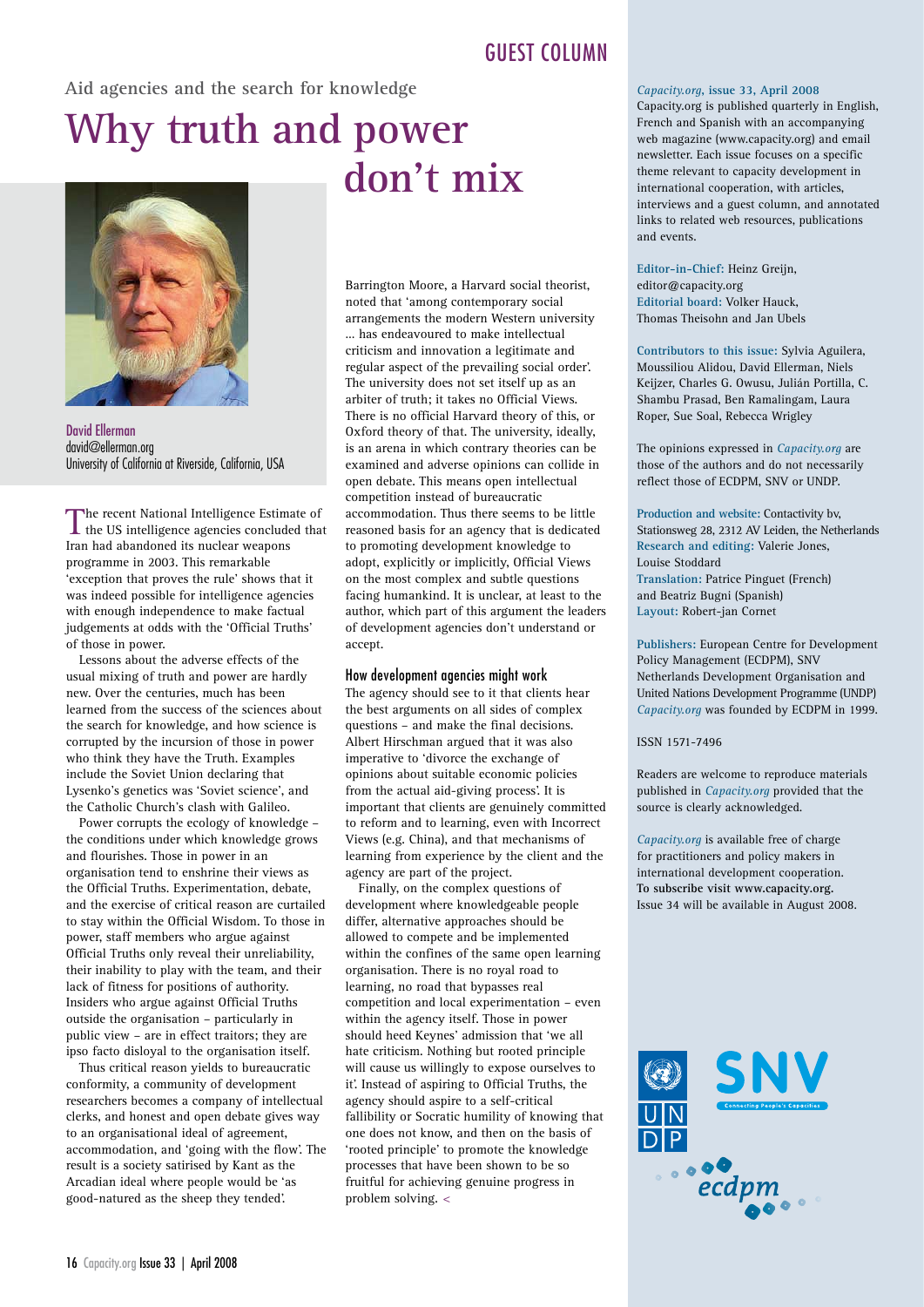GUEST COLUMN

Aid agencies and the search for knowledge

# Why truth and power don't mix

David Ellerman
david@ellerman.org
University of California at Riverside, California, USA

The recent National Intelligence Estimate of the US intelligence agencies concluded that Iran had abandoned its nuclear weapons programme in 2003. This remarkable 'exception that proves the rule' shows that it was indeed possible for intelligence agencies with enough independence to make factual judgements at odds with the 'Official Truths' of those in power.

Lessons about the adverse effects of the usual mixing of truth and power are hardly new. Over the centuries, much has been learned from the success of the sciences about the search for knowledge, and how science is corrupted by the incursion of those in power who think they have the Truth. Examples include the Soviet Union declaring that Lysenko's genetics was 'Soviet science', and the Catholic Church's clash with Galileo.

Power corrupts the ecology of knowledge – the conditions under which knowledge grows and flourishes. Those in power in an organisation tend to enshrine their views as the Official Truths. Experimentation, debate, and the exercise of critical reason are curtailed to stay within the Official Wisdom. To those in power, staff members who argue against Official Truths only reveal their unreliability, their inability to play with the team, and their lack of fitness for positions of authority. Insiders who argue against Official Truths outside the organisation – particularly in public view – are in effect traitors; they are ipso facto disloyal to the organisation itself.

Thus critical reason yields to bureaucratic conformity, a community of development researchers becomes a company of intellectual clerks, and honest and open debate gives way to an organisational ideal of agreement, accommodation, and 'going with the flow'. The result is a society satirised by Kant as the Arcadian ideal where people would be 'as good-natured as the sheep they tended'.

Barrington Moore, a Harvard social theorist, noted that 'among contemporary social arrangements the modern Western university … has endeavoured to make intellectual criticism and innovation a legitimate and regular aspect of the prevailing social order'. The university does not set itself up as an arbiter of truth; it takes no Official Views. There is no official Harvard theory of this, or Oxford theory of that. The university, ideally, is an arena in which contrary theories can be examined and adverse opinions can collide in open debate. This means open intellectual competition instead of bureaucratic accommodation. Thus there seems to be little reasoned basis for an agency that is dedicated to promoting development knowledge to adopt, explicitly or implicitly, Official Views on the most complex and subtle questions facing humankind. It is unclear, at least to the author, which part of this argument the leaders of development agencies don't understand or accept.

## How development agencies might work

The agency should see to it that clients hear the best arguments on all sides of complex questions – and make the final decisions. Albert Hirschman argued that it was also imperative to 'divorce the exchange of opinions about suitable economic policies from the actual aid-giving process'. It is important that clients are genuinely committed to reform and to learning, even with Incorrect Views (e.g. China), and that mechanisms of learning from experience by the client and the agency are part of the project.

Finally, on the complex questions of development where knowledgeable people differ, alternative approaches should be allowed to compete and be implemented within the confines of the same open learning organisation. There is no royal road to learning, no road that bypasses real competition and local experimentation – even within the agency itself. Those in power should heed Keynes' admission that 'we all hate criticism. Nothing but rooted principle will cause us willingly to expose ourselves to it'. Instead of aspiring to Official Truths, the agency should aspire to a self-critical fallibility or Socratic humility of knowing that one does not know, and then on the basis of 'rooted principle' to promote the knowledge processes that have been shown to be so fruitful for achieving genuine progress in problem solving. <

---

***Capacity.org*, issue 33, April 2008**
Capacity.org is published quarterly in English, French and Spanish with an accompanying web magazine (www.capacity.org) and email newsletter. Each issue focuses on a specific theme relevant to capacity development in international cooperation, with articles, interviews and a guest column, and annotated links to related web resources, publications and events.

**Editor-in-Chief:** Heinz Greijn, editor@capacity.org
**Editorial board:** Volker Hauck, Thomas Theisohn and Jan Ubels

**Contributors to this issue:** Sylvia Aguilera, Moussiliou Alidou, David Ellerman, Niels Keijzer, Charles G. Owusu, Julián Portilla, C. Shambu Prasad, Ben Ramalingam, Laura Roper, Sue Soal, Rebecca Wrigley

The opinions expressed in *Capacity.org* are those of the authors and do not necessarily reflect those of ECDPM, SNV or UNDP.

**Production and website:** Contactivity bv, Stationsweg 28, 2312 AV Leiden, the Netherlands
**Research and editing:** Valerie Jones, Louise Stoddard
**Translation:** Patrice Pinguet (French) and Beatriz Bugni (Spanish)
**Layout:** Robert-jan Cornet

**Publishers:** European Centre for Development Policy Management (ECDPM), SNV Netherlands Development Organisation and United Nations Development Programme (UNDP)
*Capacity.org* was founded by ECDPM in 1999.

ISSN 1571-7496

Readers are welcome to reproduce materials published in *Capacity.org* provided that the source is clearly acknowledged.

*Capacity.org* is available free of charge for practitioners and policy makers in international development cooperation.
**To subscribe visit www.capacity.org.**
Issue 34 will be available in August 2008.

UNDP
SNV Connecting People's Capacities
ecdpm